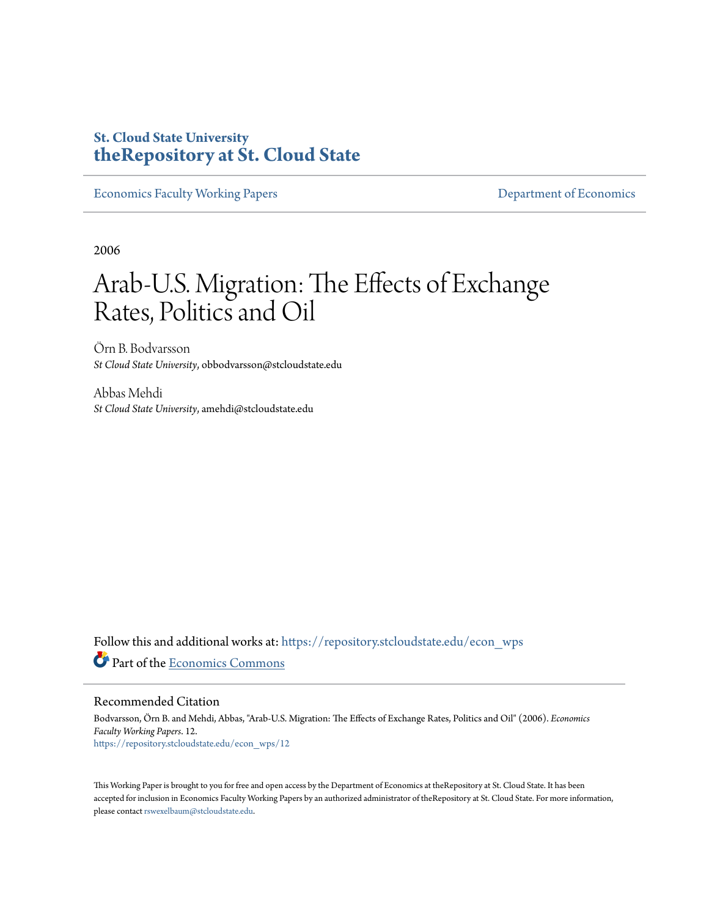St. Cloud State University
**theRepository at St. Cloud State**

Economics Faculty Working Papers | Department of Economics

2006

# Arab-U.S. Migration: The Effects of Exchange Rates, Politics and Oil

Örn B. Bodvarsson
*St Cloud State University*, obbodvarsson@stcloudstate.edu

Abbas Mehdi
*St Cloud State University*, amehdi@stcloudstate.edu

Follow this and additional works at: https://repository.stcloudstate.edu/econ_wps

Part of the Economics Commons

## Recommended Citation

Bodvarsson, Örn B. and Mehdi, Abbas, "Arab-U.S. Migration: The Effects of Exchange Rates, Politics and Oil" (2006). *Economics Faculty Working Papers*. 12.
https://repository.stcloudstate.edu/econ_wps/12

This Working Paper is brought to you for free and open access by the Department of Economics at theRepository at St. Cloud State. It has been accepted for inclusion in Economics Faculty Working Papers by an authorized administrator of theRepository at St. Cloud State. For more information, please contact rswexelbaum@stcloudstate.edu.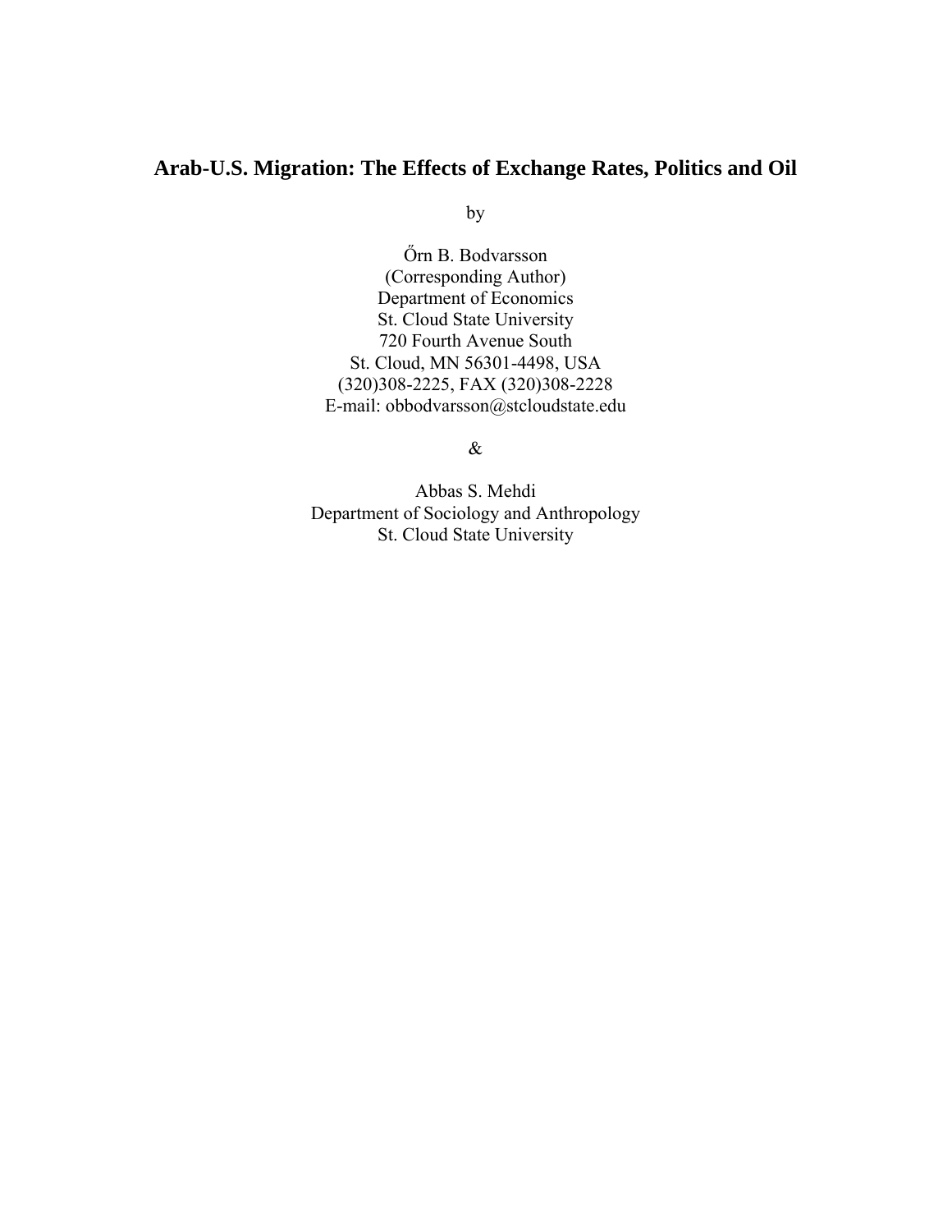# Arab-U.S. Migration: The Effects of Exchange Rates, Politics and Oil

by

Őrn B. Bodvarsson
(Corresponding Author)
Department of Economics
St. Cloud State University
720 Fourth Avenue South
St. Cloud, MN 56301-4498, USA
(320)308-2225, FAX (320)308-2228
E-mail: obbodvarsson@stcloudstate.edu

&

Abbas S. Mehdi
Department of Sociology and Anthropology
St. Cloud State University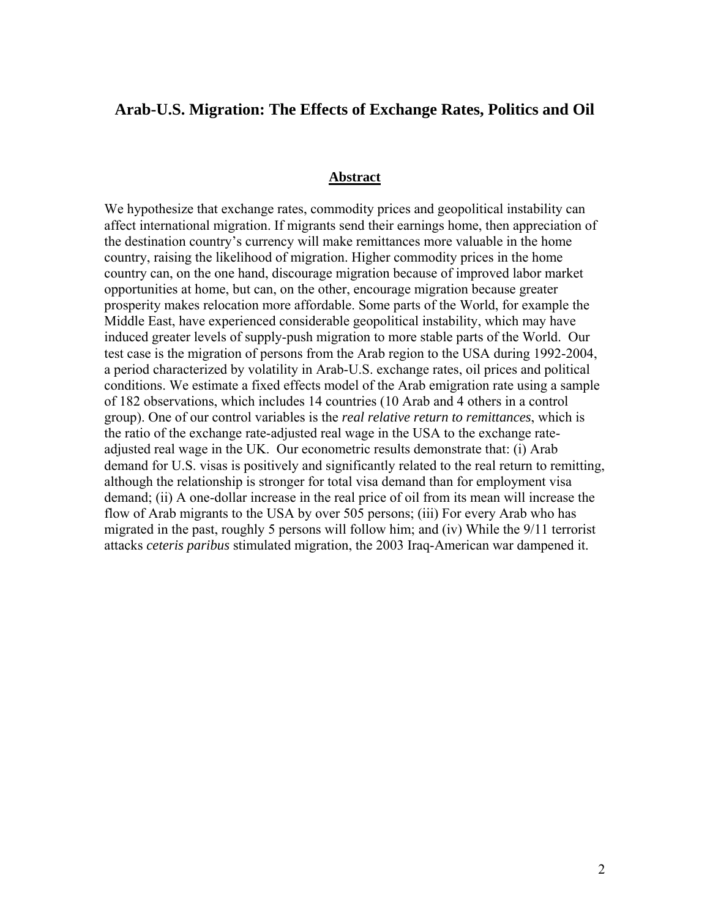## Arab-U.S. Migration: The Effects of Exchange Rates, Politics and Oil

### Abstract

We hypothesize that exchange rates, commodity prices and geopolitical instability can affect international migration. If migrants send their earnings home, then appreciation of the destination country's currency will make remittances more valuable in the home country, raising the likelihood of migration. Higher commodity prices in the home country can, on the one hand, discourage migration because of improved labor market opportunities at home, but can, on the other, encourage migration because greater prosperity makes relocation more affordable. Some parts of the World, for example the Middle East, have experienced considerable geopolitical instability, which may have induced greater levels of supply-push migration to more stable parts of the World. Our test case is the migration of persons from the Arab region to the USA during 1992-2004, a period characterized by volatility in Arab-U.S. exchange rates, oil prices and political conditions. We estimate a fixed effects model of the Arab emigration rate using a sample of 182 observations, which includes 14 countries (10 Arab and 4 others in a control group). One of our control variables is the *real relative return to remittances*, which is the ratio of the exchange rate-adjusted real wage in the USA to the exchange rate-adjusted real wage in the UK. Our econometric results demonstrate that: (i) Arab demand for U.S. visas is positively and significantly related to the real return to remitting, although the relationship is stronger for total visa demand than for employment visa demand; (ii) A one-dollar increase in the real price of oil from its mean will increase the flow of Arab migrants to the USA by over 505 persons; (iii) For every Arab who has migrated in the past, roughly 5 persons will follow him; and (iv) While the 9/11 terrorist attacks *ceteris paribus* stimulated migration, the 2003 Iraq-American war dampened it.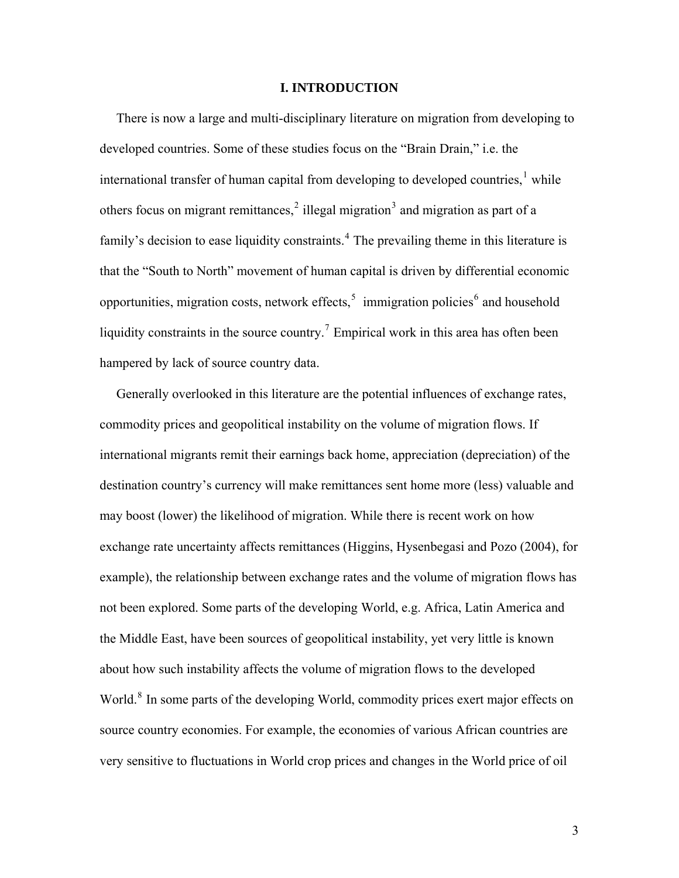## I. INTRODUCTION

There is now a large and multi-disciplinary literature on migration from developing to developed countries. Some of these studies focus on the "Brain Drain," i.e. the international transfer of human capital from developing to developed countries,[1] while others focus on migrant remittances,[2] illegal migration[3] and migration as part of a family's decision to ease liquidity constraints.[4] The prevailing theme in this literature is that the "South to North" movement of human capital is driven by differential economic opportunities, migration costs, network effects,[5] immigration policies[6] and household liquidity constraints in the source country.[7] Empirical work in this area has often been hampered by lack of source country data.

Generally overlooked in this literature are the potential influences of exchange rates, commodity prices and geopolitical instability on the volume of migration flows. If international migrants remit their earnings back home, appreciation (depreciation) of the destination country's currency will make remittances sent home more (less) valuable and may boost (lower) the likelihood of migration. While there is recent work on how exchange rate uncertainty affects remittances (Higgins, Hysenbegasi and Pozo (2004), for example), the relationship between exchange rates and the volume of migration flows has not been explored. Some parts of the developing World, e.g. Africa, Latin America and the Middle East, have been sources of geopolitical instability, yet very little is known about how such instability affects the volume of migration flows to the developed World.[8] In some parts of the developing World, commodity prices exert major effects on source country economies. For example, the economies of various African countries are very sensitive to fluctuations in World crop prices and changes in the World price of oil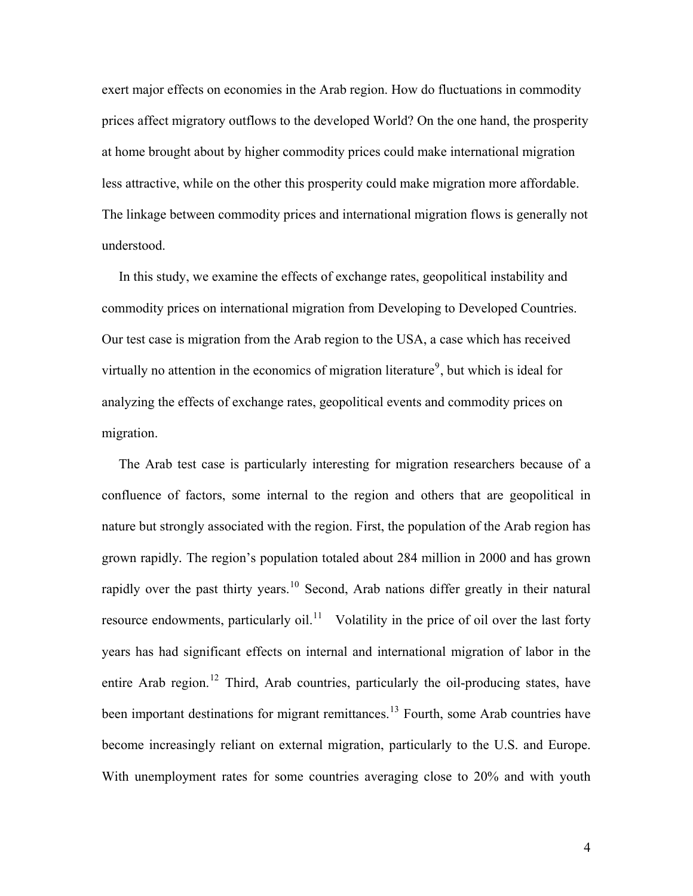exert major effects on economies in the Arab region. How do fluctuations in commodity prices affect migratory outflows to the developed World? On the one hand, the prosperity at home brought about by higher commodity prices could make international migration less attractive, while on the other this prosperity could make migration more affordable. The linkage between commodity prices and international migration flows is generally not understood.

In this study, we examine the effects of exchange rates, geopolitical instability and commodity prices on international migration from Developing to Developed Countries. Our test case is migration from the Arab region to the USA, a case which has received virtually no attention in the economics of migration literature[9], but which is ideal for analyzing the effects of exchange rates, geopolitical events and commodity prices on migration.

The Arab test case is particularly interesting for migration researchers because of a confluence of factors, some internal to the region and others that are geopolitical in nature but strongly associated with the region. First, the population of the Arab region has grown rapidly. The region's population totaled about 284 million in 2000 and has grown rapidly over the past thirty years.[10] Second, Arab nations differ greatly in their natural resource endowments, particularly oil.[11] Volatility in the price of oil over the last forty years has had significant effects on internal and international migration of labor in the entire Arab region.[12] Third, Arab countries, particularly the oil-producing states, have been important destinations for migrant remittances.[13] Fourth, some Arab countries have become increasingly reliant on external migration, particularly to the U.S. and Europe. With unemployment rates for some countries averaging close to 20% and with youth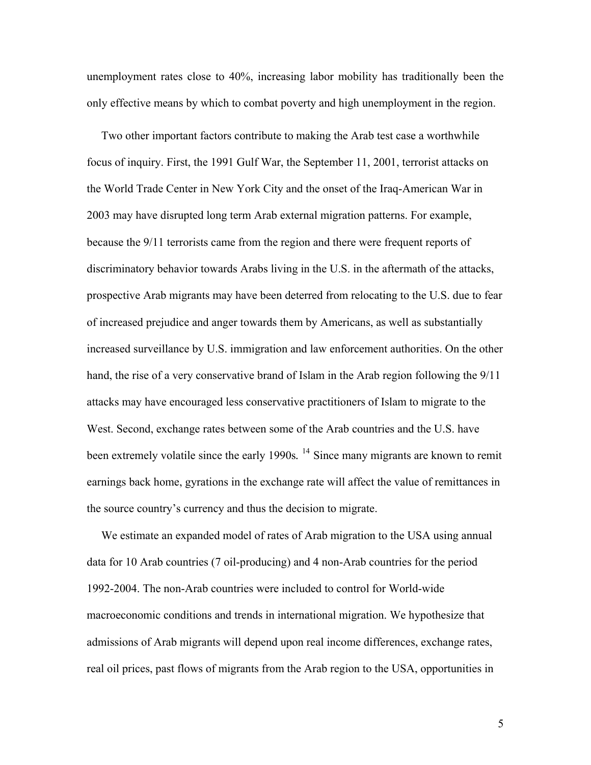unemployment rates close to 40%, increasing labor mobility has traditionally been the only effective means by which to combat poverty and high unemployment in the region.

Two other important factors contribute to making the Arab test case a worthwhile focus of inquiry. First, the 1991 Gulf War, the September 11, 2001, terrorist attacks on the World Trade Center in New York City and the onset of the Iraq-American War in 2003 may have disrupted long term Arab external migration patterns. For example, because the 9/11 terrorists came from the region and there were frequent reports of discriminatory behavior towards Arabs living in the U.S. in the aftermath of the attacks, prospective Arab migrants may have been deterred from relocating to the U.S. due to fear of increased prejudice and anger towards them by Americans, as well as substantially increased surveillance by U.S. immigration and law enforcement authorities. On the other hand, the rise of a very conservative brand of Islam in the Arab region following the 9/11 attacks may have encouraged less conservative practitioners of Islam to migrate to the West. Second, exchange rates between some of the Arab countries and the U.S. have been extremely volatile since the early 1990s. [14] Since many migrants are known to remit earnings back home, gyrations in the exchange rate will affect the value of remittances in the source country's currency and thus the decision to migrate.

We estimate an expanded model of rates of Arab migration to the USA using annual data for 10 Arab countries (7 oil-producing) and 4 non-Arab countries for the period 1992-2004. The non-Arab countries were included to control for World-wide macroeconomic conditions and trends in international migration. We hypothesize that admissions of Arab migrants will depend upon real income differences, exchange rates, real oil prices, past flows of migrants from the Arab region to the USA, opportunities in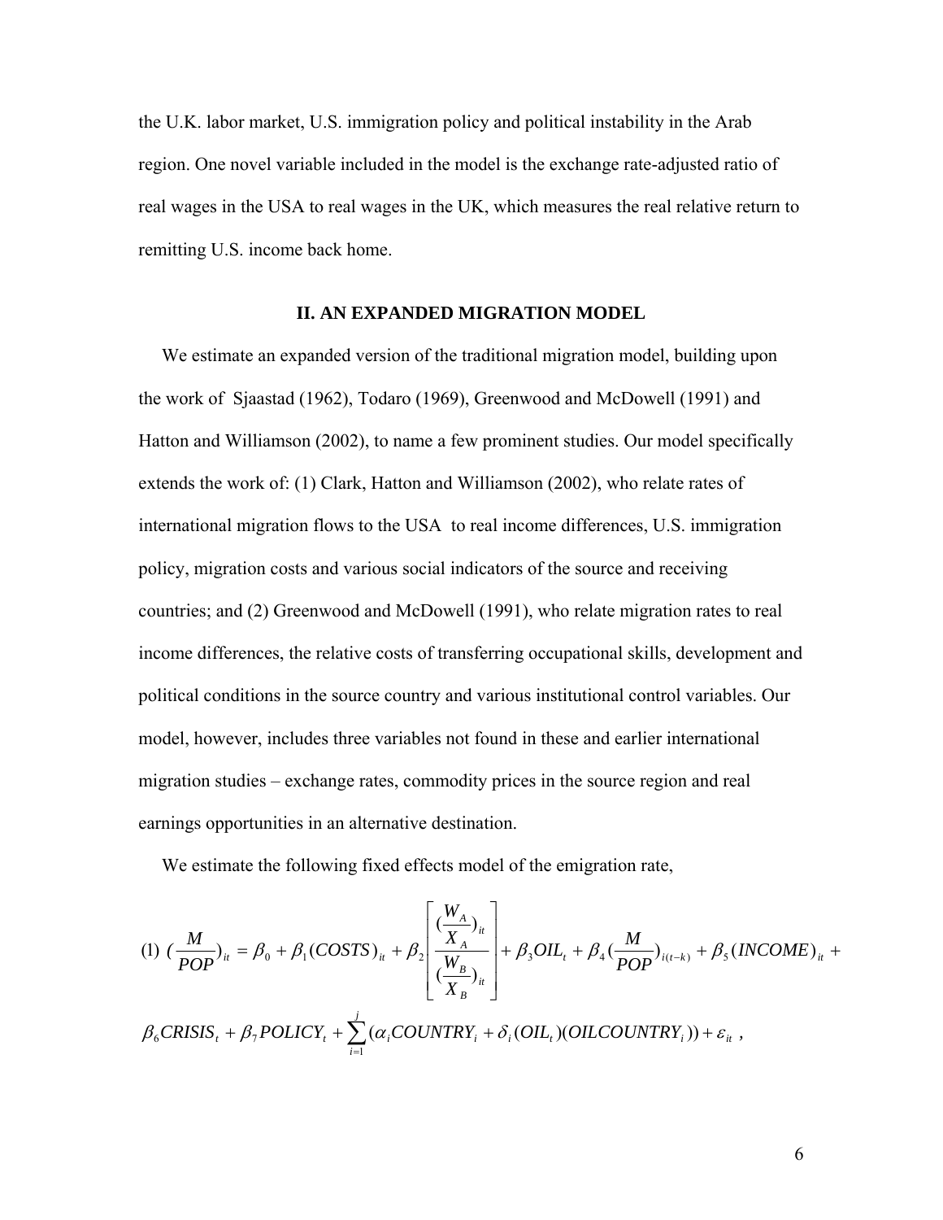the U.K. labor market, U.S. immigration policy and political instability in the Arab region. One novel variable included in the model is the exchange rate-adjusted ratio of real wages in the USA to real wages in the UK, which measures the real relative return to remitting U.S. income back home.

## II. AN EXPANDED MIGRATION MODEL

We estimate an expanded version of the traditional migration model, building upon the work of Sjaastad (1962), Todaro (1969), Greenwood and McDowell (1991) and Hatton and Williamson (2002), to name a few prominent studies. Our model specifically extends the work of: (1) Clark, Hatton and Williamson (2002), who relate rates of international migration flows to the USA to real income differences, U.S. immigration policy, migration costs and various social indicators of the source and receiving countries; and (2) Greenwood and McDowell (1991), who relate migration rates to real income differences, the relative costs of transferring occupational skills, development and political conditions in the source country and various institutional control variables. Our model, however, includes three variables not found in these and earlier international migration studies – exchange rates, commodity prices in the source region and real earnings opportunities in an alternative destination.

We estimate the following fixed effects model of the emigration rate,

$$(1)\ \left(\frac{M}{POP}\right)_{it} = \beta_0 + \beta_1 (COSTS)_{it} + \beta_2 \left[ \frac{\left(\frac{W_A}{X_A}\right)_{it}}{\left(\frac{W_B}{X_B}\right)_{it}} \right] + \beta_3 OIL_t + \beta_4 \left(\frac{M}{POP}\right)_{i(t-k)} + \beta_5 (INCOME)_{it} +$$

$$\beta_6 CRISIS_t + \beta_7 POLICY_t + \sum_{i=1}^{j} (\alpha_i COUNTRY_i + \delta_i (OIL_t)(OILCOUNTRY_i)) + \varepsilon_{it}\ ,$$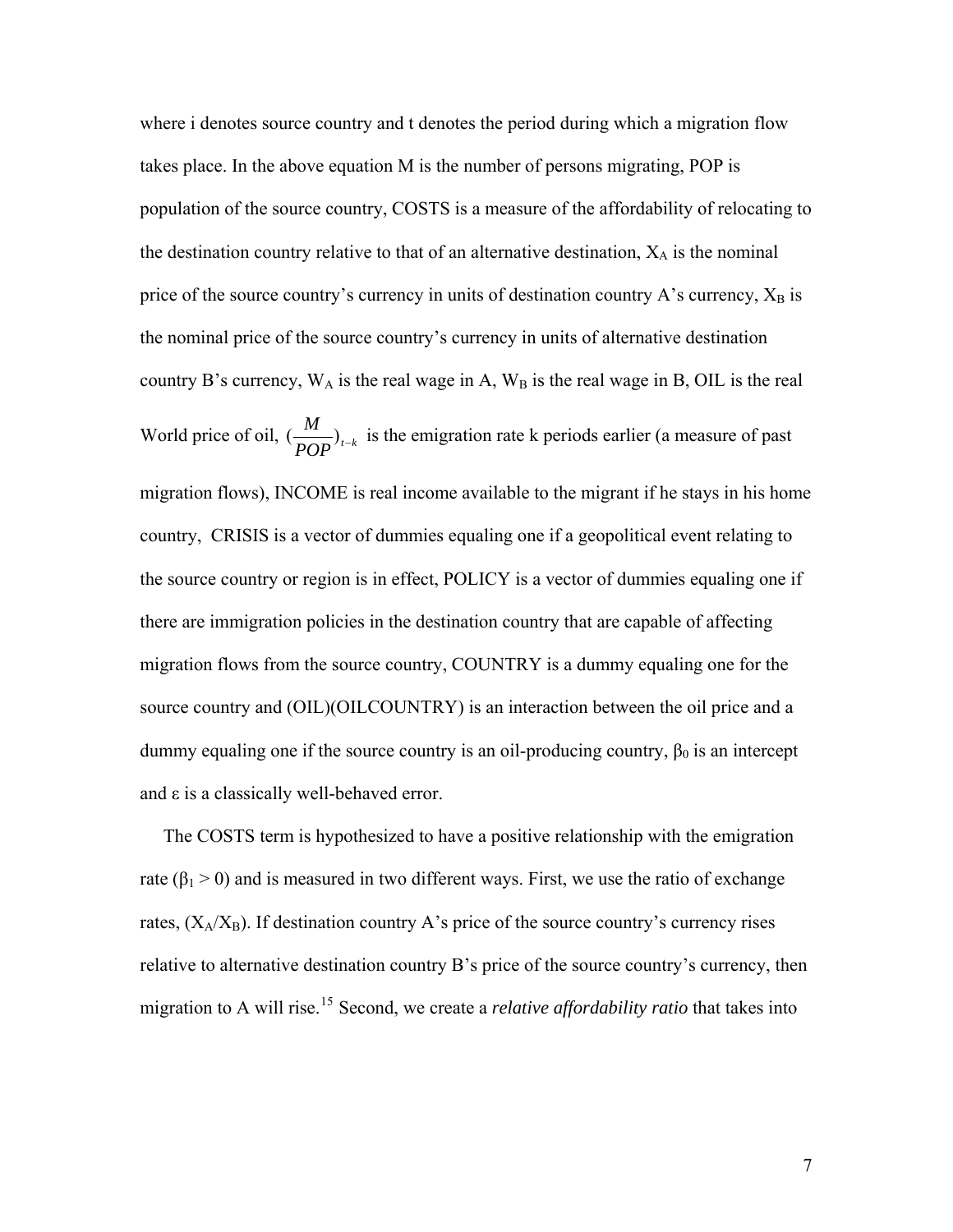where i denotes source country and t denotes the period during which a migration flow takes place. In the above equation M is the number of persons migrating, POP is population of the source country, COSTS is a measure of the affordability of relocating to the destination country relative to that of an alternative destination, $X_A$ is the nominal price of the source country's currency in units of destination country A's currency, $X_B$ is the nominal price of the source country's currency in units of alternative destination country B's currency, $W_A$ is the real wage in A, $W_B$ is the real wage in B, OIL is the real World price of oil, $(\frac{M}{POP})_{t-k}$ is the emigration rate k periods earlier (a measure of past migration flows), INCOME is real income available to the migrant if he stays in his home country, CRISIS is a vector of dummies equaling one if a geopolitical event relating to the source country or region is in effect, POLICY is a vector of dummies equaling one if there are immigration policies in the destination country that are capable of affecting migration flows from the source country, COUNTRY is a dummy equaling one for the source country and (OIL)(OILCOUNTRY) is an interaction between the oil price and a dummy equaling one if the source country is an oil-producing country, $\beta_0$ is an intercept and $\varepsilon$ is a classically well-behaved error.

The COSTS term is hypothesized to have a positive relationship with the emigration rate ($\beta_1 > 0$) and is measured in two different ways. First, we use the ratio of exchange rates, $(X_A/X_B)$. If destination country A's price of the source country's currency rises relative to alternative destination country B's price of the source country's currency, then migration to A will rise.[15] Second, we create a *relative affordability ratio* that takes into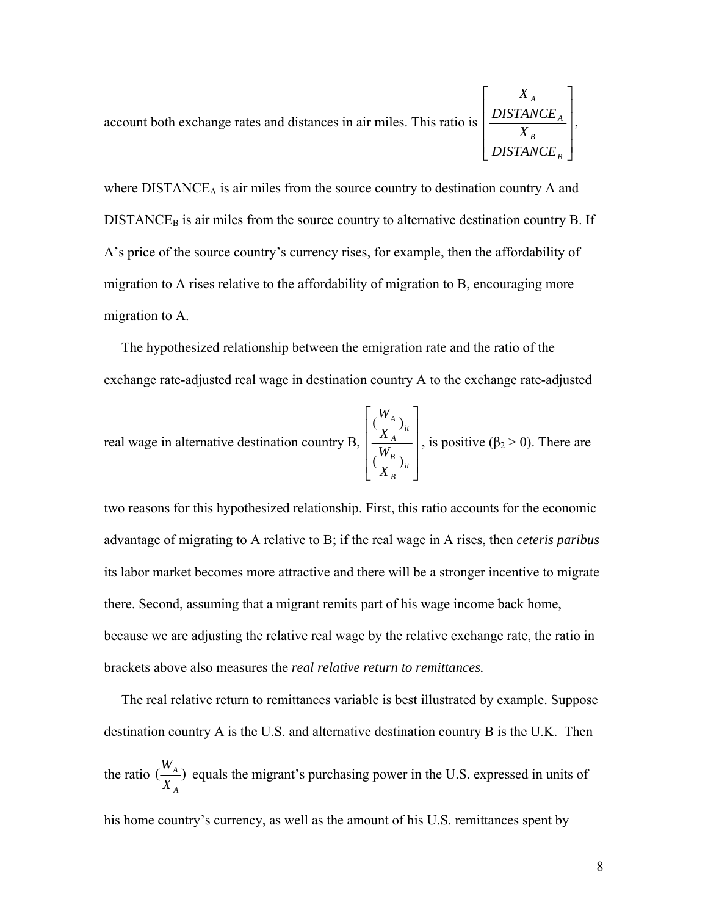account both exchange rates and distances in air miles. This ratio is $\left[\dfrac{\dfrac{X_A}{DISTANCE_A}}{\dfrac{X_B}{DISTANCE_B}}\right]$,

where $DISTANCE_A$ is air miles from the source country to destination country A and $DISTANCE_B$ is air miles from the source country to alternative destination country B. If A's price of the source country's currency rises, for example, then the affordability of migration to A rises relative to the affordability of migration to B, encouraging more migration to A.

The hypothesized relationship between the emigration rate and the ratio of the exchange rate-adjusted real wage in destination country A to the exchange rate-adjusted real wage in alternative destination country B, $\left[\dfrac{(\dfrac{W_A}{X_A})_{it}}{(\dfrac{W_B}{X_B})_{it}}\right]$, is positive ($\beta_2 > 0$). There are two reasons for this hypothesized relationship. First, this ratio accounts for the economic advantage of migrating to A relative to B; if the real wage in A rises, then *ceteris paribus* its labor market becomes more attractive and there will be a stronger incentive to migrate there. Second, assuming that a migrant remits part of his wage income back home, because we are adjusting the relative real wage by the relative exchange rate, the ratio in brackets above also measures the *real relative return to remittances.*

The real relative return to remittances variable is best illustrated by example. Suppose destination country A is the U.S. and alternative destination country B is the U.K. Then the ratio $(\dfrac{W_A}{X_A})$ equals the migrant's purchasing power in the U.S. expressed in units of his home country's currency, as well as the amount of his U.S. remittances spent by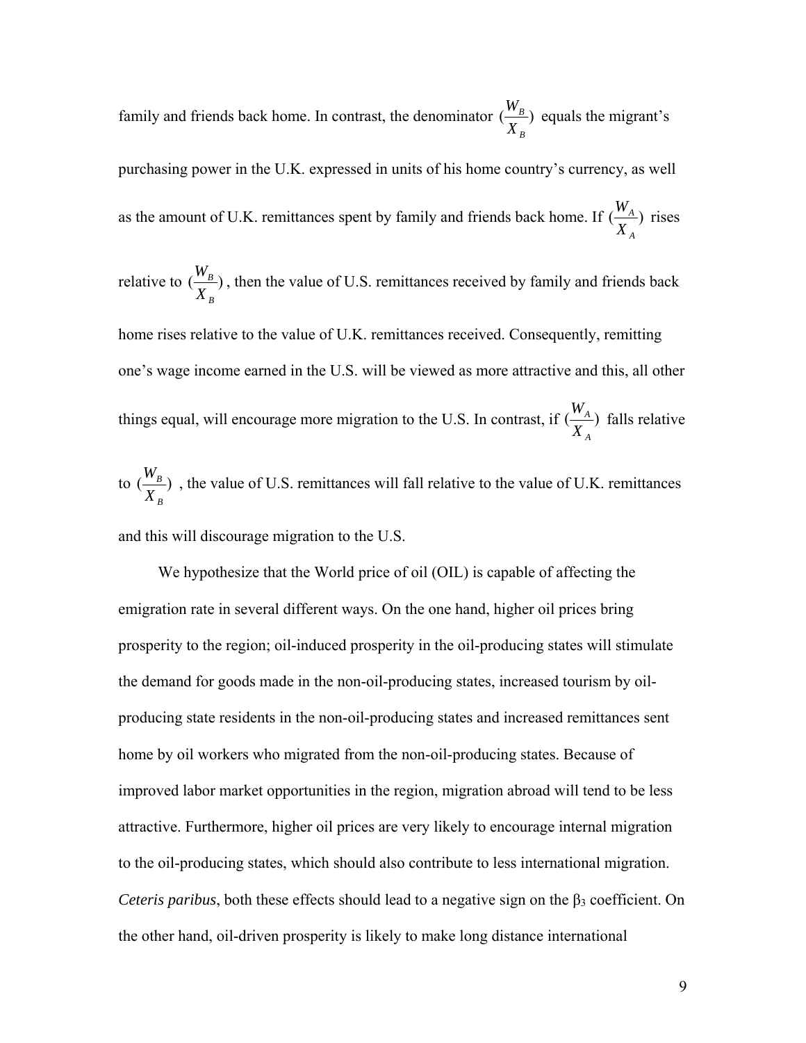family and friends back home. In contrast, the denominator $(\frac{W_B}{X_B})$ equals the migrant's purchasing power in the U.K. expressed in units of his home country's currency, as well as the amount of U.K. remittances spent by family and friends back home. If $(\frac{W_A}{X_A})$ rises relative to $(\frac{W_B}{X_B})$, then the value of U.S. remittances received by family and friends back home rises relative to the value of U.K. remittances received. Consequently, remitting one's wage income earned in the U.S. will be viewed as more attractive and this, all other things equal, will encourage more migration to the U.S. In contrast, if $(\frac{W_A}{X_A})$ falls relative to $(\frac{W_B}{X_B})$, the value of U.S. remittances will fall relative to the value of U.K. remittances and this will discourage migration to the U.S.

We hypothesize that the World price of oil (OIL) is capable of affecting the emigration rate in several different ways. On the one hand, higher oil prices bring prosperity to the region; oil-induced prosperity in the oil-producing states will stimulate the demand for goods made in the non-oil-producing states, increased tourism by oil-producing state residents in the non-oil-producing states and increased remittances sent home by oil workers who migrated from the non-oil-producing states. Because of improved labor market opportunities in the region, migration abroad will tend to be less attractive. Furthermore, higher oil prices are very likely to encourage internal migration to the oil-producing states, which should also contribute to less international migration. *Ceteris paribus*, both these effects should lead to a negative sign on the $\beta_3$ coefficient. On the other hand, oil-driven prosperity is likely to make long distance international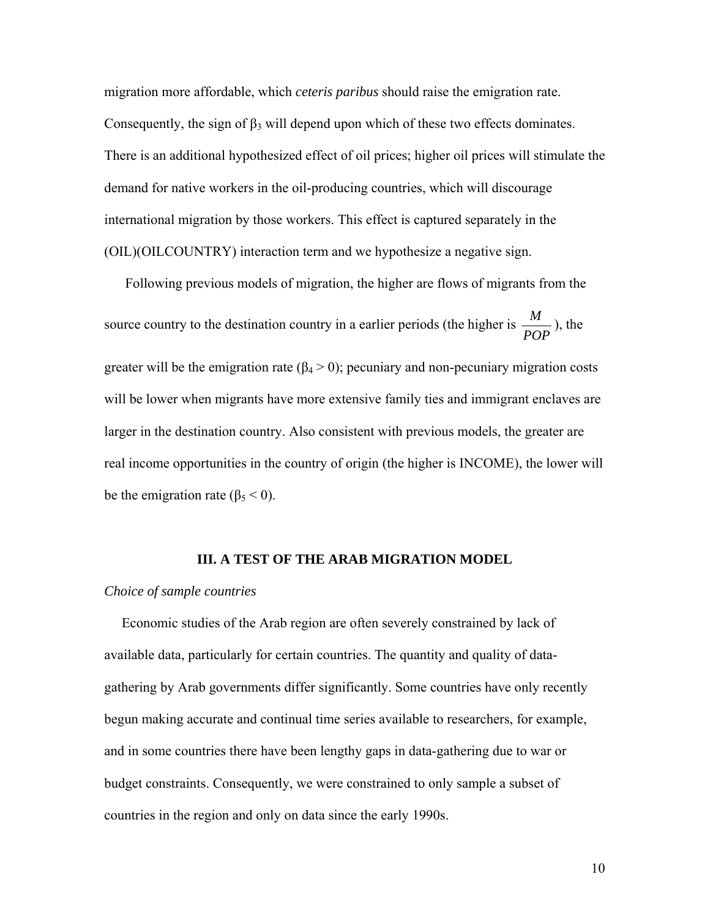migration more affordable, which *ceteris paribus* should raise the emigration rate. Consequently, the sign of $\beta_3$ will depend upon which of these two effects dominates. There is an additional hypothesized effect of oil prices; higher oil prices will stimulate the demand for native workers in the oil-producing countries, which will discourage international migration by those workers. This effect is captured separately in the (OIL)(OILCOUNTRY) interaction term and we hypothesize a negative sign.

Following previous models of migration, the higher are flows of migrants from the source country to the destination country in a earlier periods (the higher is $\frac{M}{POP}$), the greater will be the emigration rate ($\beta_4 > 0$); pecuniary and non-pecuniary migration costs will be lower when migrants have more extensive family ties and immigrant enclaves are larger in the destination country. Also consistent with previous models, the greater are real income opportunities in the country of origin (the higher is INCOME), the lower will be the emigration rate ($\beta_5 < 0$).

## III. A TEST OF THE ARAB MIGRATION MODEL

*Choice of sample countries*

Economic studies of the Arab region are often severely constrained by lack of available data, particularly for certain countries. The quantity and quality of data-gathering by Arab governments differ significantly. Some countries have only recently begun making accurate and continual time series available to researchers, for example, and in some countries there have been lengthy gaps in data-gathering due to war or budget constraints. Consequently, we were constrained to only sample a subset of countries in the region and only on data since the early 1990s.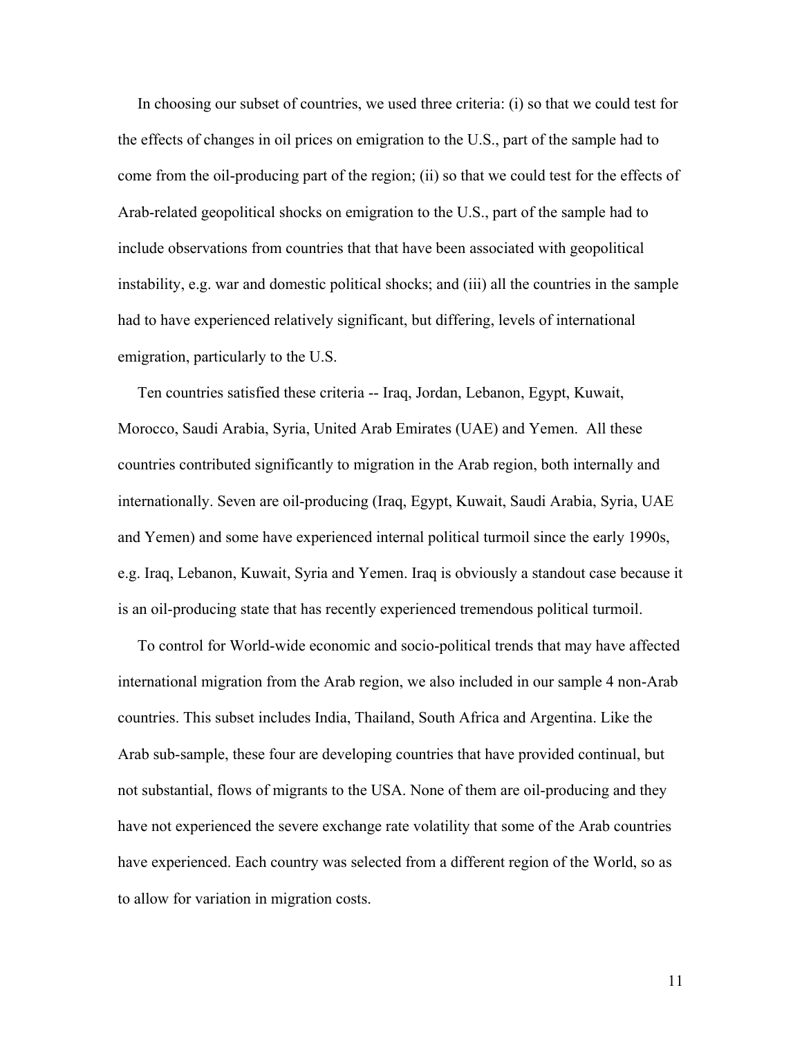In choosing our subset of countries, we used three criteria: (i) so that we could test for the effects of changes in oil prices on emigration to the U.S., part of the sample had to come from the oil-producing part of the region; (ii) so that we could test for the effects of Arab-related geopolitical shocks on emigration to the U.S., part of the sample had to include observations from countries that that have been associated with geopolitical instability, e.g. war and domestic political shocks; and (iii) all the countries in the sample had to have experienced relatively significant, but differing, levels of international emigration, particularly to the U.S.

Ten countries satisfied these criteria -- Iraq, Jordan, Lebanon, Egypt, Kuwait, Morocco, Saudi Arabia, Syria, United Arab Emirates (UAE) and Yemen. All these countries contributed significantly to migration in the Arab region, both internally and internationally. Seven are oil-producing (Iraq, Egypt, Kuwait, Saudi Arabia, Syria, UAE and Yemen) and some have experienced internal political turmoil since the early 1990s, e.g. Iraq, Lebanon, Kuwait, Syria and Yemen. Iraq is obviously a standout case because it is an oil-producing state that has recently experienced tremendous political turmoil.

To control for World-wide economic and socio-political trends that may have affected international migration from the Arab region, we also included in our sample 4 non-Arab countries. This subset includes India, Thailand, South Africa and Argentina. Like the Arab sub-sample, these four are developing countries that have provided continual, but not substantial, flows of migrants to the USA. None of them are oil-producing and they have not experienced the severe exchange rate volatility that some of the Arab countries have experienced. Each country was selected from a different region of the World, so as to allow for variation in migration costs.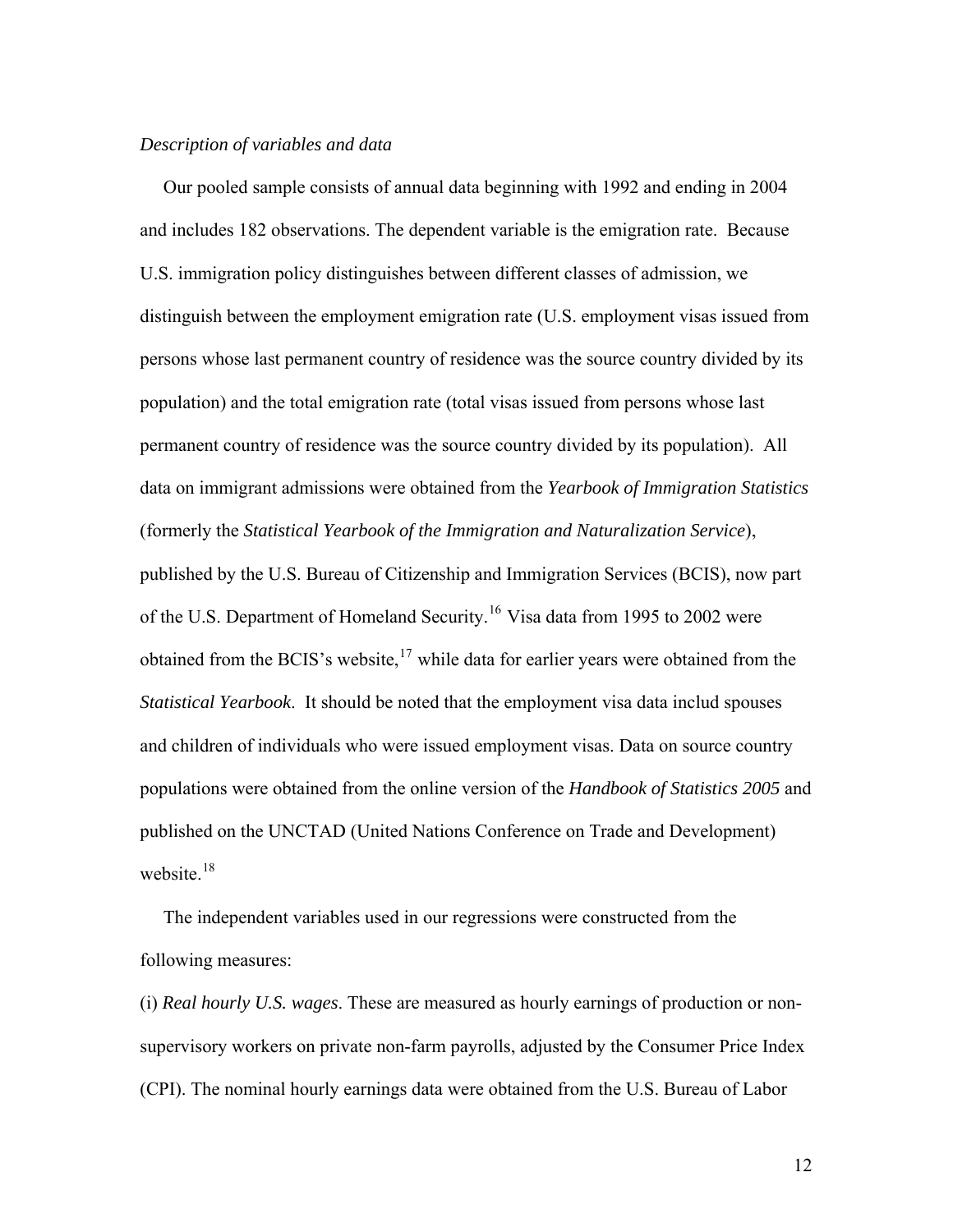*Description of variables and data*

Our pooled sample consists of annual data beginning with 1992 and ending in 2004 and includes 182 observations. The dependent variable is the emigration rate. Because U.S. immigration policy distinguishes between different classes of admission, we distinguish between the employment emigration rate (U.S. employment visas issued from persons whose last permanent country of residence was the source country divided by its population) and the total emigration rate (total visas issued from persons whose last permanent country of residence was the source country divided by its population). All data on immigrant admissions were obtained from the *Yearbook of Immigration Statistics* (formerly the *Statistical Yearbook of the Immigration and Naturalization Service*), published by the U.S. Bureau of Citizenship and Immigration Services (BCIS), now part of the U.S. Department of Homeland Security.[16] Visa data from 1995 to 2002 were obtained from the BCIS's website,[17] while data for earlier years were obtained from the *Statistical Yearbook*. It should be noted that the employment visa data includ spouses and children of individuals who were issued employment visas. Data on source country populations were obtained from the online version of the *Handbook of Statistics 2005* and published on the UNCTAD (United Nations Conference on Trade and Development) website.[18]

The independent variables used in our regressions were constructed from the following measures:

(i) *Real hourly U.S. wages*. These are measured as hourly earnings of production or non-supervisory workers on private non-farm payrolls, adjusted by the Consumer Price Index (CPI). The nominal hourly earnings data were obtained from the U.S. Bureau of Labor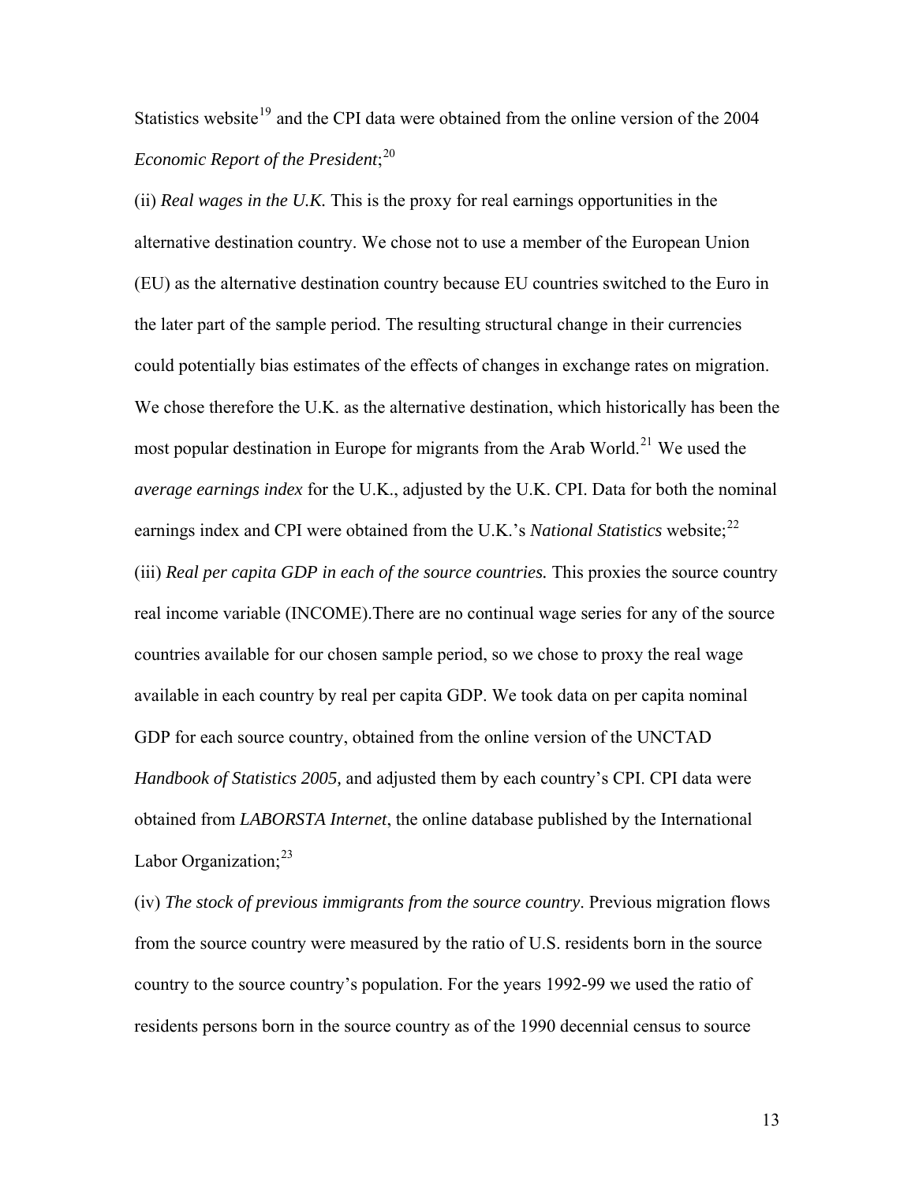Statistics website[19] and the CPI data were obtained from the online version of the 2004 *Economic Report of the President*;[20]

(ii) *Real wages in the U.K.* This is the proxy for real earnings opportunities in the alternative destination country. We chose not to use a member of the European Union (EU) as the alternative destination country because EU countries switched to the Euro in the later part of the sample period. The resulting structural change in their currencies could potentially bias estimates of the effects of changes in exchange rates on migration. We chose therefore the U.K. as the alternative destination, which historically has been the most popular destination in Europe for migrants from the Arab World.[21] We used the *average earnings index* for the U.K., adjusted by the U.K. CPI. Data for both the nominal earnings index and CPI were obtained from the U.K.'s *National Statistics* website;[22]

(iii) *Real per capita GDP in each of the source countries.* This proxies the source country real income variable (INCOME).There are no continual wage series for any of the source countries available for our chosen sample period, so we chose to proxy the real wage available in each country by real per capita GDP. We took data on per capita nominal GDP for each source country, obtained from the online version of the UNCTAD *Handbook of Statistics 2005,* and adjusted them by each country's CPI. CPI data were obtained from *LABORSTA Internet*, the online database published by the International Labor Organization;[23]

(iv) *The stock of previous immigrants from the source country*. Previous migration flows from the source country were measured by the ratio of U.S. residents born in the source country to the source country's population. For the years 1992-99 we used the ratio of residents persons born in the source country as of the 1990 decennial census to source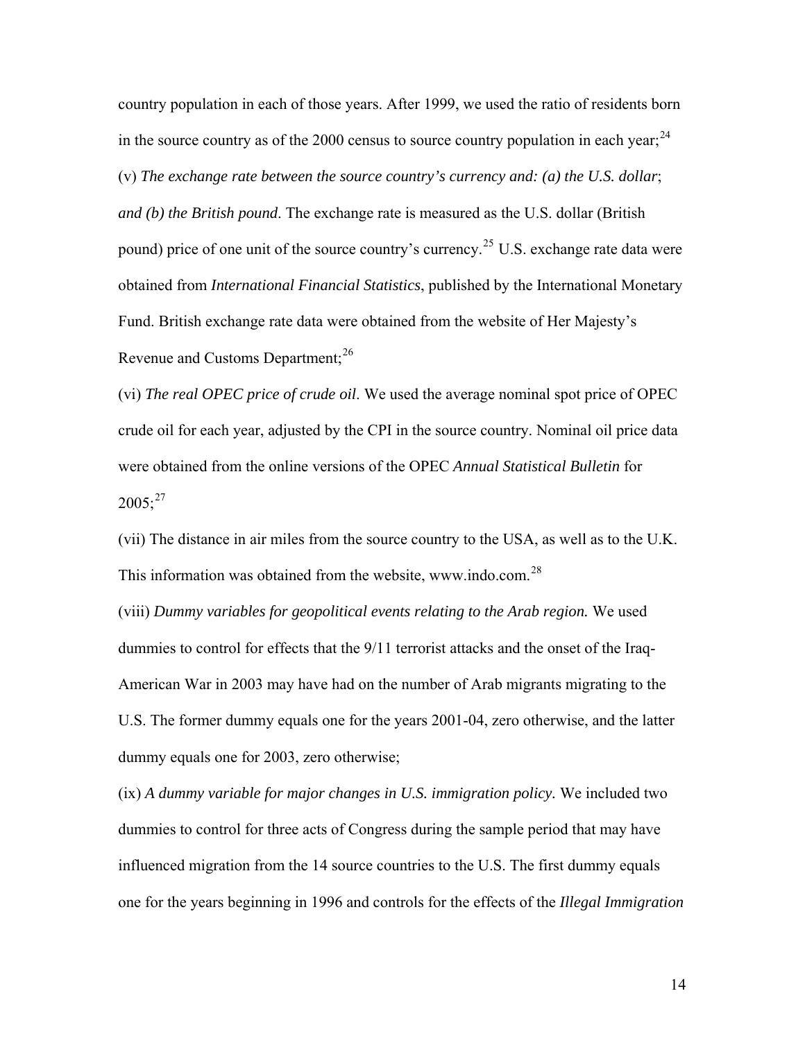country population in each of those years. After 1999, we used the ratio of residents born in the source country as of the 2000 census to source country population in each year;[24]

(v) *The exchange rate between the source country's currency and: (a) the U.S. dollar*; *and (b) the British pound*. The exchange rate is measured as the U.S. dollar (British pound) price of one unit of the source country's currency.[25] U.S. exchange rate data were obtained from *International Financial Statistics*, published by the International Monetary Fund. British exchange rate data were obtained from the website of Her Majesty's Revenue and Customs Department;[26]

(vi) *The real OPEC price of crude oil*. We used the average nominal spot price of OPEC crude oil for each year, adjusted by the CPI in the source country. Nominal oil price data were obtained from the online versions of the OPEC *Annual Statistical Bulletin* for 2005;[27]

(vii) The distance in air miles from the source country to the USA, as well as to the U.K. This information was obtained from the website, www.indo.com.[28]

(viii) *Dummy variables for geopolitical events relating to the Arab region.* We used dummies to control for effects that the 9/11 terrorist attacks and the onset of the Iraq-American War in 2003 may have had on the number of Arab migrants migrating to the U.S. The former dummy equals one for the years 2001-04, zero otherwise, and the latter dummy equals one for 2003, zero otherwise;

(ix) *A dummy variable for major changes in U.S. immigration policy.* We included two dummies to control for three acts of Congress during the sample period that may have influenced migration from the 14 source countries to the U.S. The first dummy equals one for the years beginning in 1996 and controls for the effects of the *Illegal Immigration*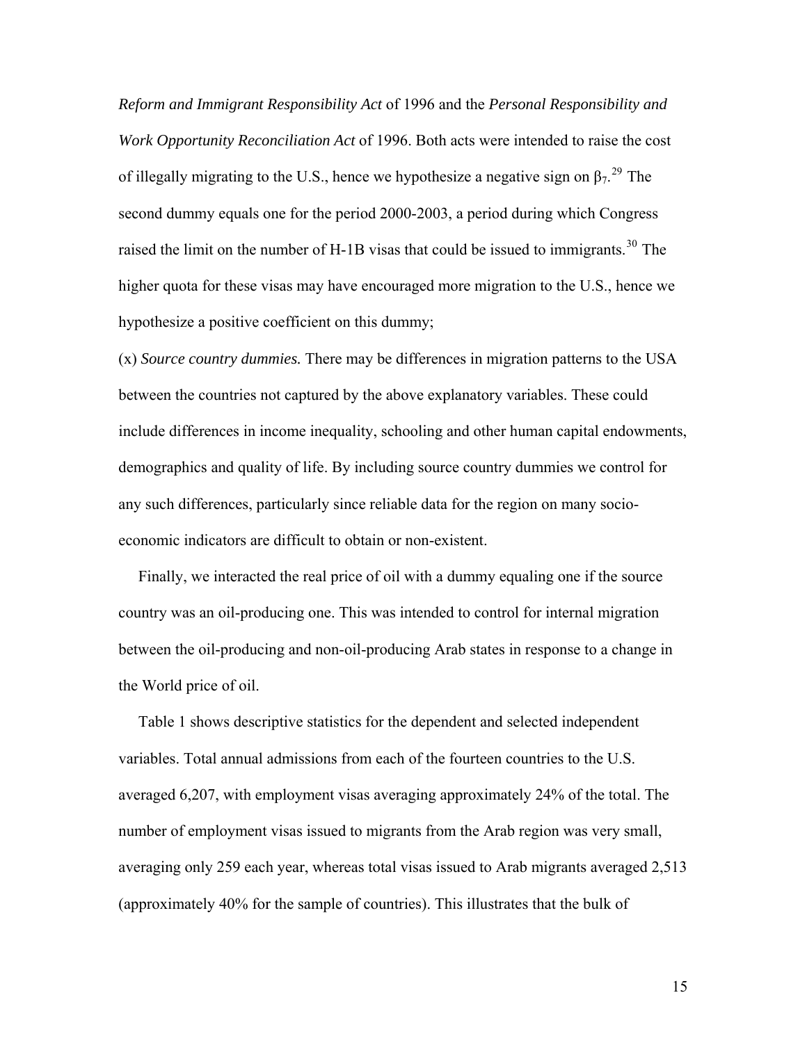*Reform and Immigrant Responsibility Act* of 1996 and the *Personal Responsibility and Work Opportunity Reconciliation Act* of 1996. Both acts were intended to raise the cost of illegally migrating to the U.S., hence we hypothesize a negative sign on $\beta_7$.[29] The second dummy equals one for the period 2000-2003, a period during which Congress raised the limit on the number of H-1B visas that could be issued to immigrants.[30] The higher quota for these visas may have encouraged more migration to the U.S., hence we hypothesize a positive coefficient on this dummy;

(x) *Source country dummies.* There may be differences in migration patterns to the USA between the countries not captured by the above explanatory variables. These could include differences in income inequality, schooling and other human capital endowments, demographics and quality of life. By including source country dummies we control for any such differences, particularly since reliable data for the region on many socio-economic indicators are difficult to obtain or non-existent.

Finally, we interacted the real price of oil with a dummy equaling one if the source country was an oil-producing one. This was intended to control for internal migration between the oil-producing and non-oil-producing Arab states in response to a change in the World price of oil.

Table 1 shows descriptive statistics for the dependent and selected independent variables. Total annual admissions from each of the fourteen countries to the U.S. averaged 6,207, with employment visas averaging approximately 24% of the total. The number of employment visas issued to migrants from the Arab region was very small, averaging only 259 each year, whereas total visas issued to Arab migrants averaged 2,513 (approximately 40% for the sample of countries). This illustrates that the bulk of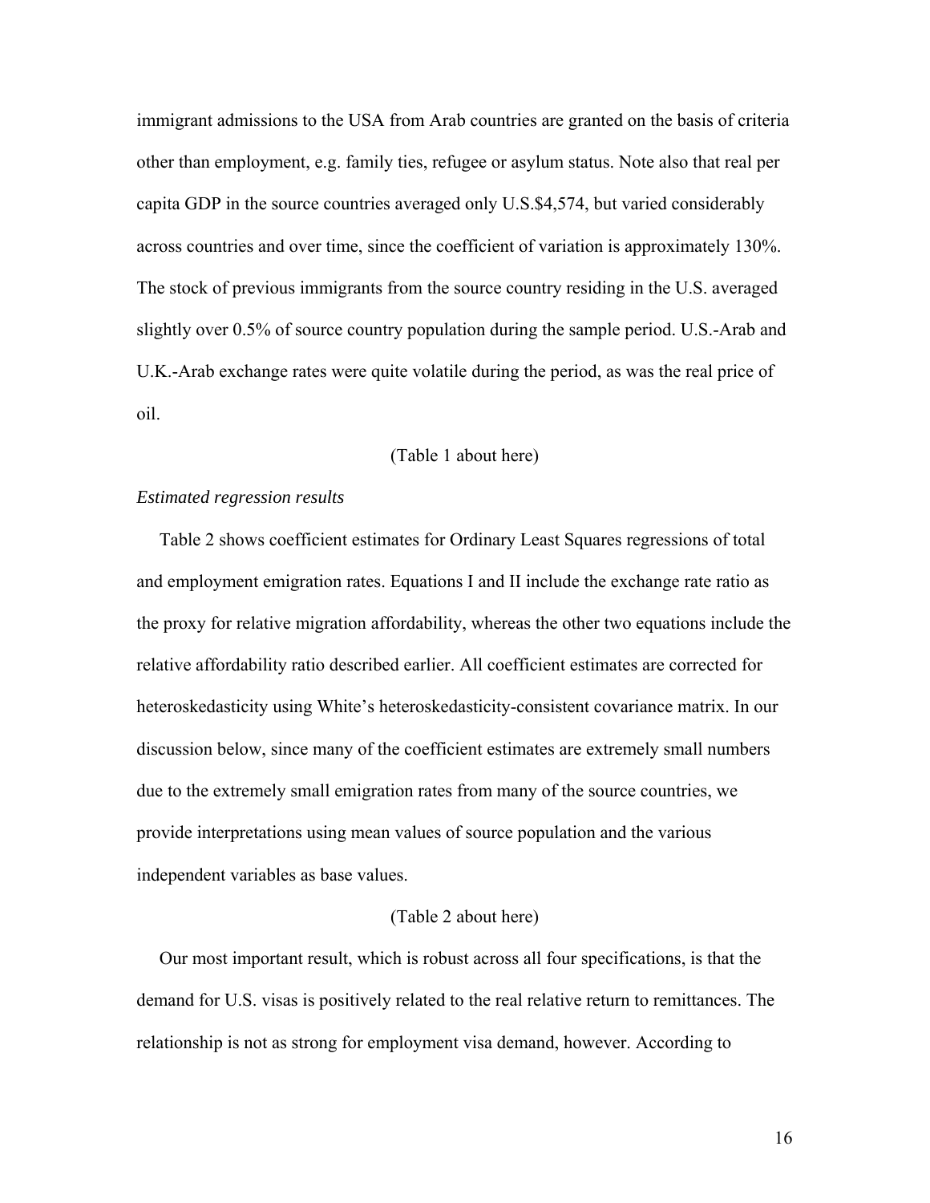immigrant admissions to the USA from Arab countries are granted on the basis of criteria other than employment, e.g. family ties, refugee or asylum status. Note also that real per capita GDP in the source countries averaged only U.S.$4,574, but varied considerably across countries and over time, since the coefficient of variation is approximately 130%. The stock of previous immigrants from the source country residing in the U.S. averaged slightly over 0.5% of source country population during the sample period. U.S.-Arab and U.K.-Arab exchange rates were quite volatile during the period, as was the real price of oil.

(Table 1 about here)

*Estimated regression results*

Table 2 shows coefficient estimates for Ordinary Least Squares regressions of total and employment emigration rates. Equations I and II include the exchange rate ratio as the proxy for relative migration affordability, whereas the other two equations include the relative affordability ratio described earlier. All coefficient estimates are corrected for heteroskedasticity using White's heteroskedasticity-consistent covariance matrix. In our discussion below, since many of the coefficient estimates are extremely small numbers due to the extremely small emigration rates from many of the source countries, we provide interpretations using mean values of source population and the various independent variables as base values.

(Table 2 about here)

Our most important result, which is robust across all four specifications, is that the demand for U.S. visas is positively related to the real relative return to remittances. The relationship is not as strong for employment visa demand, however. According to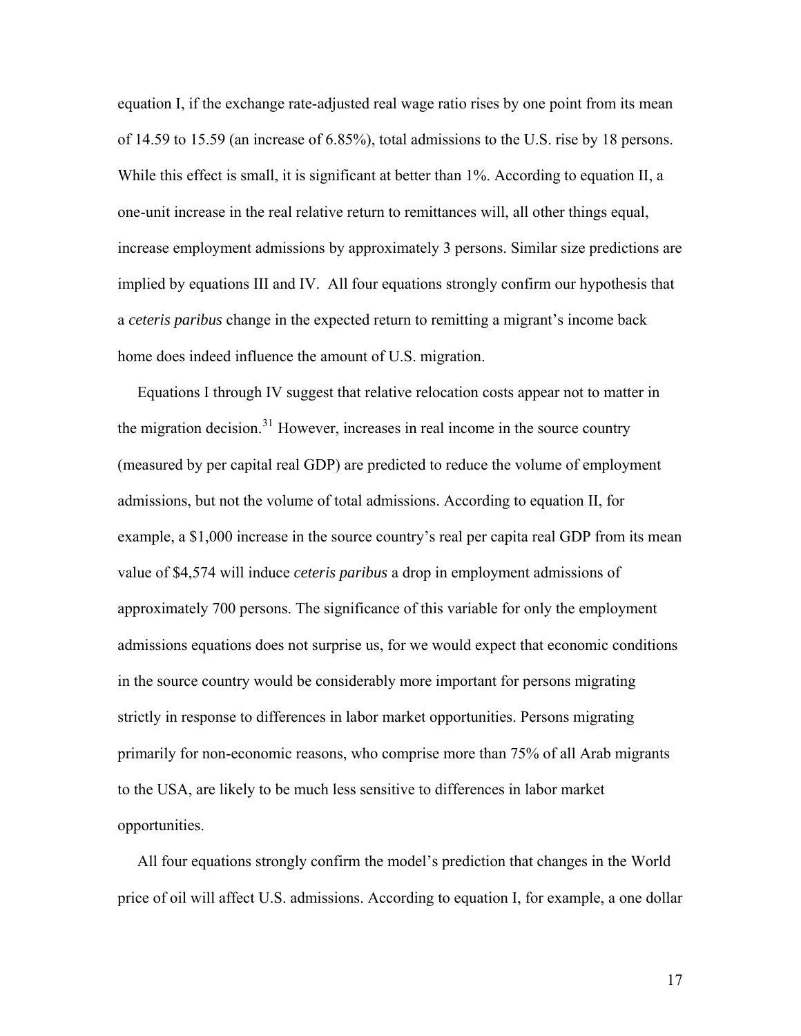equation I, if the exchange rate-adjusted real wage ratio rises by one point from its mean of 14.59 to 15.59 (an increase of 6.85%), total admissions to the U.S. rise by 18 persons. While this effect is small, it is significant at better than 1%. According to equation II, a one-unit increase in the real relative return to remittances will, all other things equal, increase employment admissions by approximately 3 persons. Similar size predictions are implied by equations III and IV. All four equations strongly confirm our hypothesis that a *ceteris paribus* change in the expected return to remitting a migrant's income back home does indeed influence the amount of U.S. migration.

Equations I through IV suggest that relative relocation costs appear not to matter in the migration decision.[31] However, increases in real income in the source country (measured by per capital real GDP) are predicted to reduce the volume of employment admissions, but not the volume of total admissions. According to equation II, for example, a $1,000 increase in the source country's real per capita real GDP from its mean value of $4,574 will induce *ceteris paribus* a drop in employment admissions of approximately 700 persons. The significance of this variable for only the employment admissions equations does not surprise us, for we would expect that economic conditions in the source country would be considerably more important for persons migrating strictly in response to differences in labor market opportunities. Persons migrating primarily for non-economic reasons, who comprise more than 75% of all Arab migrants to the USA, are likely to be much less sensitive to differences in labor market opportunities.

All four equations strongly confirm the model's prediction that changes in the World price of oil will affect U.S. admissions. According to equation I, for example, a one dollar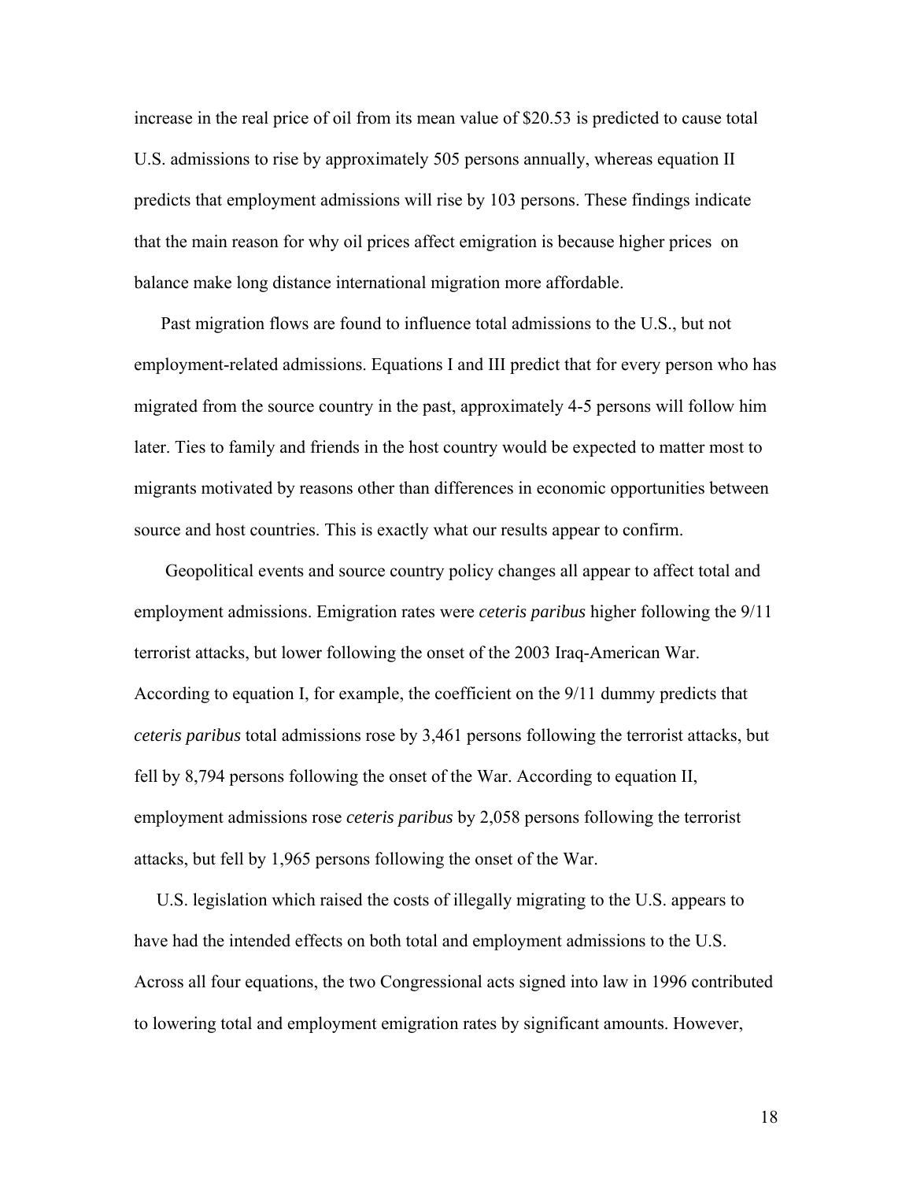increase in the real price of oil from its mean value of $20.53 is predicted to cause total U.S. admissions to rise by approximately 505 persons annually, whereas equation II predicts that employment admissions will rise by 103 persons. These findings indicate that the main reason for why oil prices affect emigration is because higher prices on balance make long distance international migration more affordable.

Past migration flows are found to influence total admissions to the U.S., but not employment-related admissions. Equations I and III predict that for every person who has migrated from the source country in the past, approximately 4-5 persons will follow him later. Ties to family and friends in the host country would be expected to matter most to migrants motivated by reasons other than differences in economic opportunities between source and host countries. This is exactly what our results appear to confirm.

Geopolitical events and source country policy changes all appear to affect total and employment admissions. Emigration rates were *ceteris paribus* higher following the 9/11 terrorist attacks, but lower following the onset of the 2003 Iraq-American War. According to equation I, for example, the coefficient on the 9/11 dummy predicts that *ceteris paribus* total admissions rose by 3,461 persons following the terrorist attacks, but fell by 8,794 persons following the onset of the War. According to equation II, employment admissions rose *ceteris paribus* by 2,058 persons following the terrorist attacks, but fell by 1,965 persons following the onset of the War.

U.S. legislation which raised the costs of illegally migrating to the U.S. appears to have had the intended effects on both total and employment admissions to the U.S. Across all four equations, the two Congressional acts signed into law in 1996 contributed to lowering total and employment emigration rates by significant amounts. However,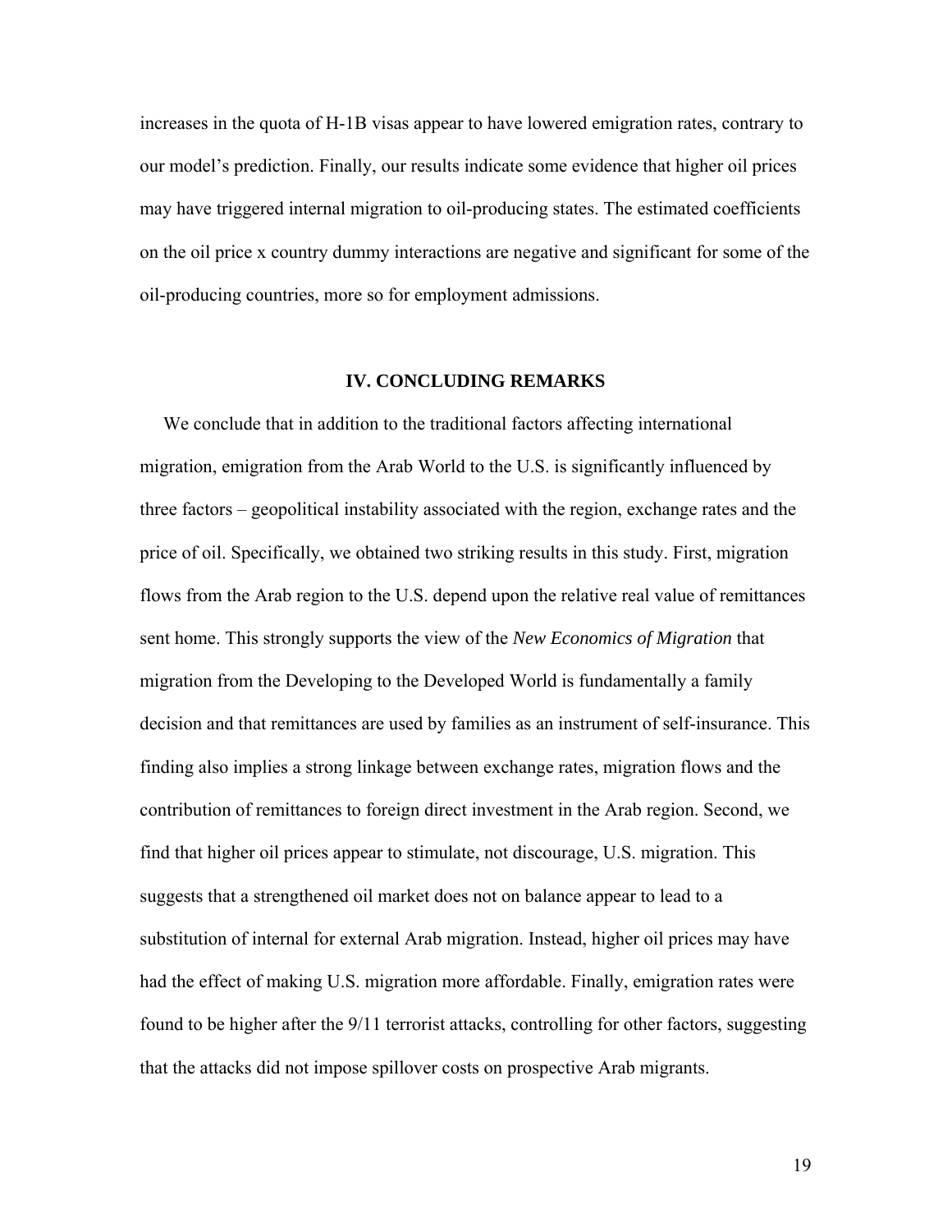increases in the quota of H-1B visas appear to have lowered emigration rates, contrary to our model's prediction. Finally, our results indicate some evidence that higher oil prices may have triggered internal migration to oil-producing states. The estimated coefficients on the oil price x country dummy interactions are negative and significant for some of the oil-producing countries, more so for employment admissions.

## IV. CONCLUDING REMARKS

We conclude that in addition to the traditional factors affecting international migration, emigration from the Arab World to the U.S. is significantly influenced by three factors – geopolitical instability associated with the region, exchange rates and the price of oil. Specifically, we obtained two striking results in this study. First, migration flows from the Arab region to the U.S. depend upon the relative real value of remittances sent home. This strongly supports the view of the *New Economics of Migration* that migration from the Developing to the Developed World is fundamentally a family decision and that remittances are used by families as an instrument of self-insurance. This finding also implies a strong linkage between exchange rates, migration flows and the contribution of remittances to foreign direct investment in the Arab region. Second, we find that higher oil prices appear to stimulate, not discourage, U.S. migration. This suggests that a strengthened oil market does not on balance appear to lead to a substitution of internal for external Arab migration. Instead, higher oil prices may have had the effect of making U.S. migration more affordable. Finally, emigration rates were found to be higher after the 9/11 terrorist attacks, controlling for other factors, suggesting that the attacks did not impose spillover costs on prospective Arab migrants.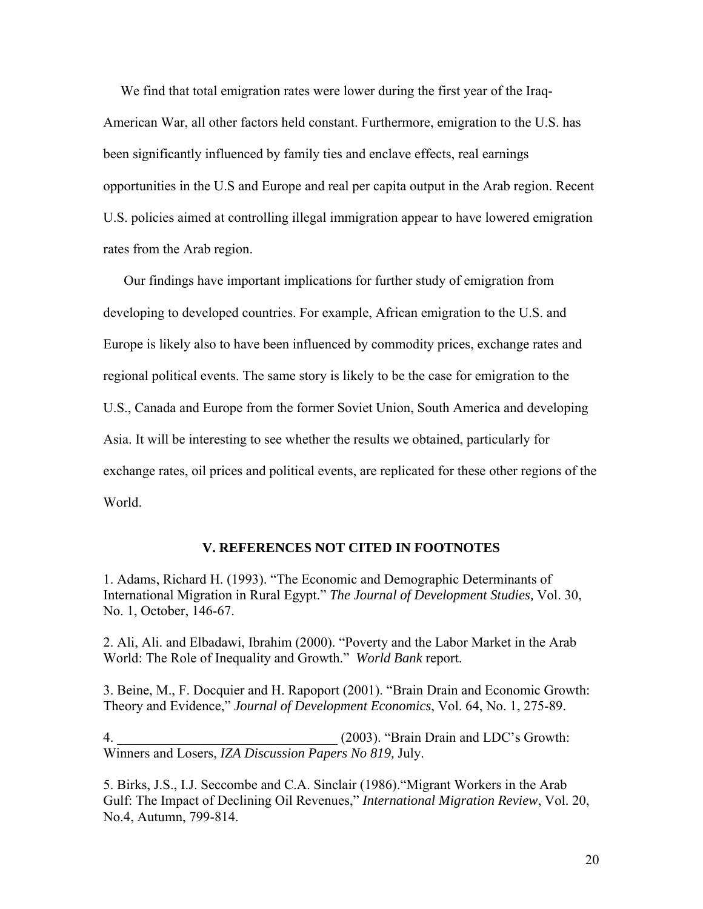We find that total emigration rates were lower during the first year of the Iraq-American War, all other factors held constant. Furthermore, emigration to the U.S. has been significantly influenced by family ties and enclave effects, real earnings opportunities in the U.S and Europe and real per capita output in the Arab region. Recent U.S. policies aimed at controlling illegal immigration appear to have lowered emigration rates from the Arab region.

Our findings have important implications for further study of emigration from developing to developed countries. For example, African emigration to the U.S. and Europe is likely also to have been influenced by commodity prices, exchange rates and regional political events. The same story is likely to be the case for emigration to the U.S., Canada and Europe from the former Soviet Union, South America and developing Asia. It will be interesting to see whether the results we obtained, particularly for exchange rates, oil prices and political events, are replicated for these other regions of the World.

## V. REFERENCES NOT CITED IN FOOTNOTES

1. Adams, Richard H. (1993). "The Economic and Demographic Determinants of International Migration in Rural Egypt." *The Journal of Development Studies,* Vol. 30, No. 1, October, 146-67.

2. Ali, Ali. and Elbadawi, Ibrahim (2000). "Poverty and the Labor Market in the Arab World: The Role of Inequality and Growth." *World Bank* report.

3. Beine, M., F. Docquier and H. Rapoport (2001). "Brain Drain and Economic Growth: Theory and Evidence," *Journal of Development Economics*, Vol. 64, No. 1, 275-89.

4. ________________________________ (2003). "Brain Drain and LDC's Growth: Winners and Losers, *IZA Discussion Papers No 819,* July.

5. Birks, J.S., I.J. Seccombe and C.A. Sinclair (1986)."Migrant Workers in the Arab Gulf: The Impact of Declining Oil Revenues," *International Migration Review*, Vol. 20, No.4, Autumn, 799-814.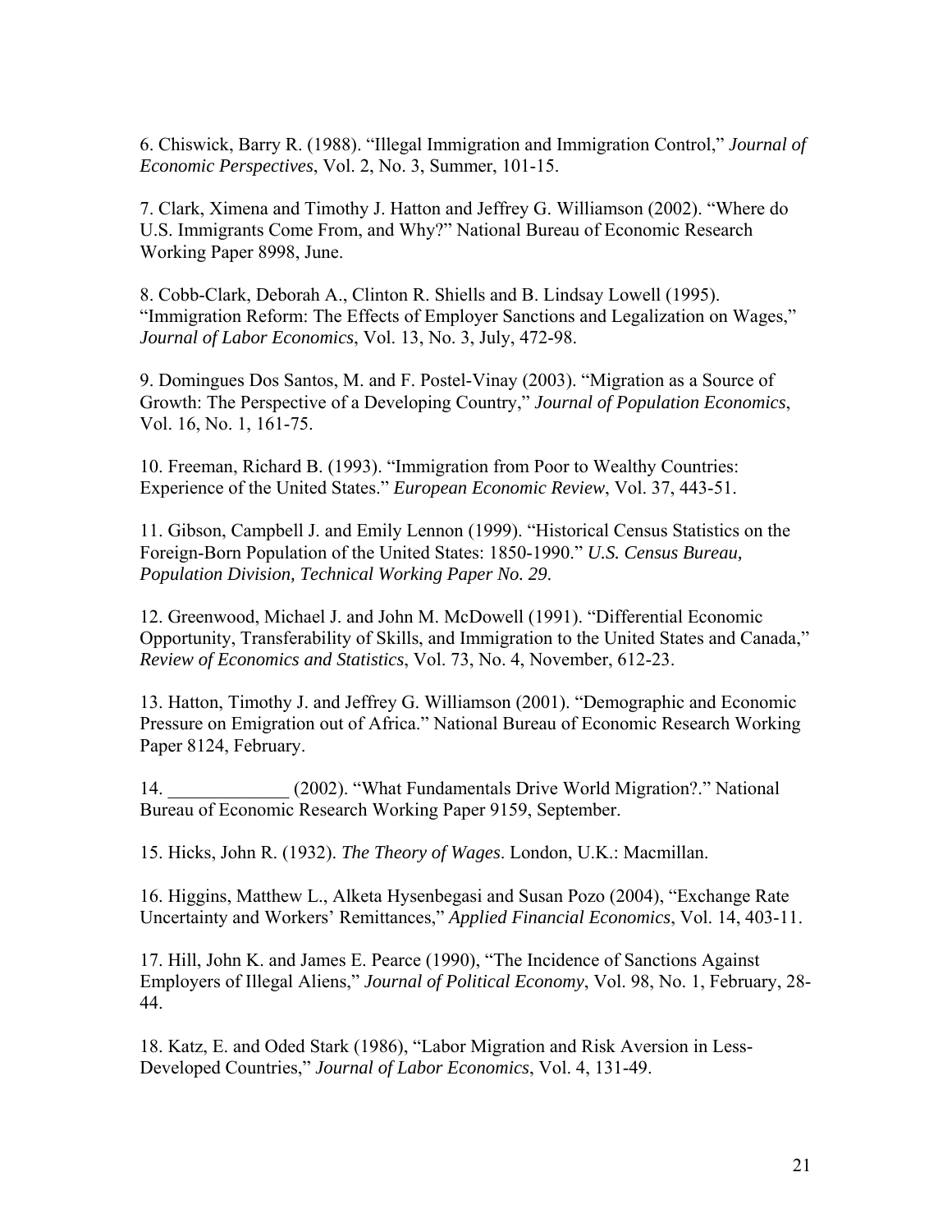6. Chiswick, Barry R. (1988). "Illegal Immigration and Immigration Control," *Journal of Economic Perspectives*, Vol. 2, No. 3, Summer, 101-15.

7. Clark, Ximena and Timothy J. Hatton and Jeffrey G. Williamson (2002). "Where do U.S. Immigrants Come From, and Why?" National Bureau of Economic Research Working Paper 8998, June.

8. Cobb-Clark, Deborah A., Clinton R. Shiells and B. Lindsay Lowell (1995). "Immigration Reform: The Effects of Employer Sanctions and Legalization on Wages," *Journal of Labor Economics*, Vol. 13, No. 3, July, 472-98.

9. Domingues Dos Santos, M. and F. Postel-Vinay (2003). "Migration as a Source of Growth: The Perspective of a Developing Country," *Journal of Population Economics*, Vol. 16, No. 1, 161-75.

10. Freeman, Richard B. (1993). "Immigration from Poor to Wealthy Countries: Experience of the United States." *European Economic Review*, Vol. 37, 443-51.

11. Gibson, Campbell J. and Emily Lennon (1999). "Historical Census Statistics on the Foreign-Born Population of the United States: 1850-1990." *U.S. Census Bureau, Population Division, Technical Working Paper No. 29*.

12. Greenwood, Michael J. and John M. McDowell (1991). "Differential Economic Opportunity, Transferability of Skills, and Immigration to the United States and Canada," *Review of Economics and Statistics*, Vol. 73, No. 4, November, 612-23.

13. Hatton, Timothy J. and Jeffrey G. Williamson (2001). "Demographic and Economic Pressure on Emigration out of Africa." National Bureau of Economic Research Working Paper 8124, February.

14. _____________ (2002). "What Fundamentals Drive World Migration?." National Bureau of Economic Research Working Paper 9159, September.

15. Hicks, John R. (1932). *The Theory of Wages*. London, U.K.: Macmillan.

16. Higgins, Matthew L., Alketa Hysenbegasi and Susan Pozo (2004), "Exchange Rate Uncertainty and Workers' Remittances," *Applied Financial Economics*, Vol. 14, 403-11.

17. Hill, John K. and James E. Pearce (1990), "The Incidence of Sanctions Against Employers of Illegal Aliens," *Journal of Political Economy*, Vol. 98, No. 1, February, 28-44.

18. Katz, E. and Oded Stark (1986), "Labor Migration and Risk Aversion in Less-Developed Countries," *Journal of Labor Economics*, Vol. 4, 131-49.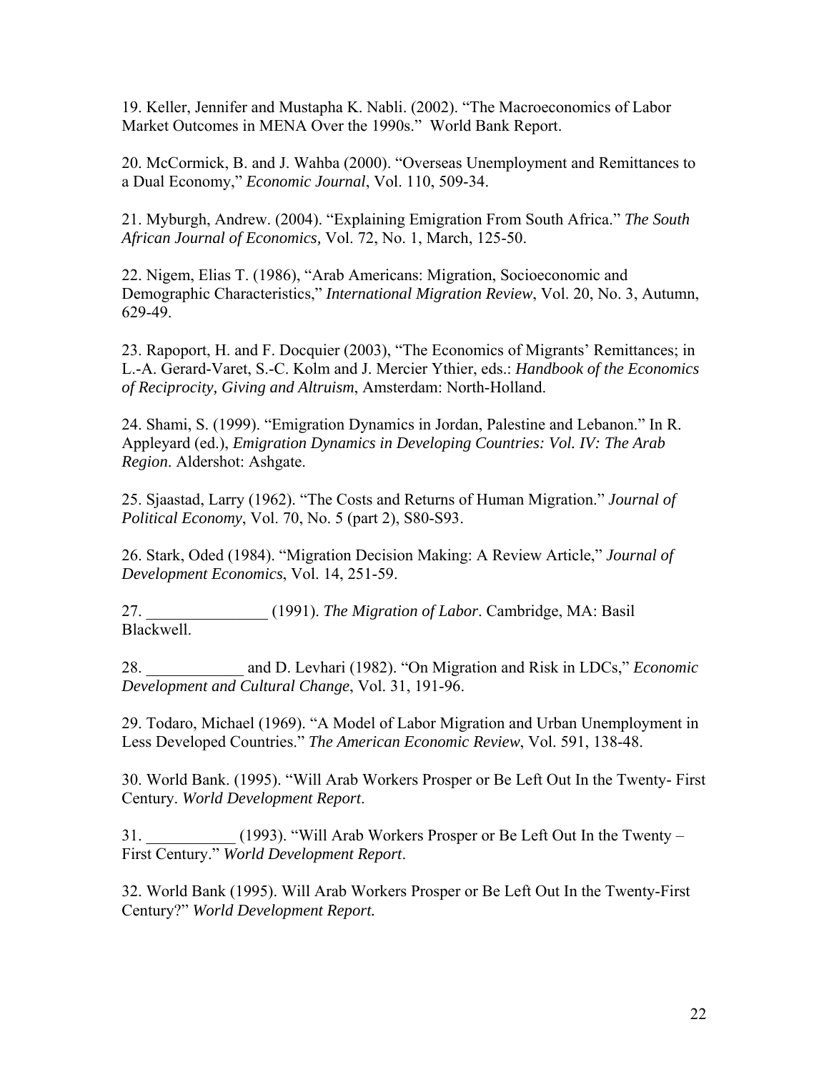19. Keller, Jennifer and Mustapha K. Nabli. (2002). "The Macroeconomics of Labor Market Outcomes in MENA Over the 1990s." World Bank Report.

20. McCormick, B. and J. Wahba (2000). "Overseas Unemployment and Remittances to a Dual Economy," *Economic Journal*, Vol. 110, 509-34.

21. Myburgh, Andrew. (2004). "Explaining Emigration From South Africa." *The South African Journal of Economics,* Vol. 72, No. 1, March, 125-50.

22. Nigem, Elias T. (1986), "Arab Americans: Migration, Socioeconomic and Demographic Characteristics," *International Migration Review*, Vol. 20, No. 3, Autumn, 629-49.

23. Rapoport, H. and F. Docquier (2003), "The Economics of Migrants' Remittances; in L.-A. Gerard-Varet, S.-C. Kolm and J. Mercier Ythier, eds.: *Handbook of the Economics of Reciprocity, Giving and Altruism*, Amsterdam: North-Holland.

24. Shami, S. (1999). "Emigration Dynamics in Jordan, Palestine and Lebanon." In R. Appleyard (ed.), *Emigration Dynamics in Developing Countries: Vol. IV: The Arab Region*. Aldershot: Ashgate.

25. Sjaastad, Larry (1962). "The Costs and Returns of Human Migration." *Journal of Political Economy*, Vol. 70, No. 5 (part 2), S80-S93.

26. Stark, Oded (1984). "Migration Decision Making: A Review Article," *Journal of Development Economics*, Vol. 14, 251-59.

27. _______________ (1991). *The Migration of Labor*. Cambridge, MA: Basil Blackwell.

28. ____________ and D. Levhari (1982). "On Migration and Risk in LDCs," *Economic Development and Cultural Change*, Vol. 31, 191-96.

29. Todaro, Michael (1969). "A Model of Labor Migration and Urban Unemployment in Less Developed Countries." *The American Economic Review*, Vol. 591, 138-48.

30. World Bank. (1995). "Will Arab Workers Prosper or Be Left Out In the Twenty- First Century. *World Development Report*.

31. ___________ (1993). "Will Arab Workers Prosper or Be Left Out In the Twenty – First Century." *World Development Report*.

32. World Bank (1995). Will Arab Workers Prosper or Be Left Out In the Twenty-First Century?" ***World Development Report.***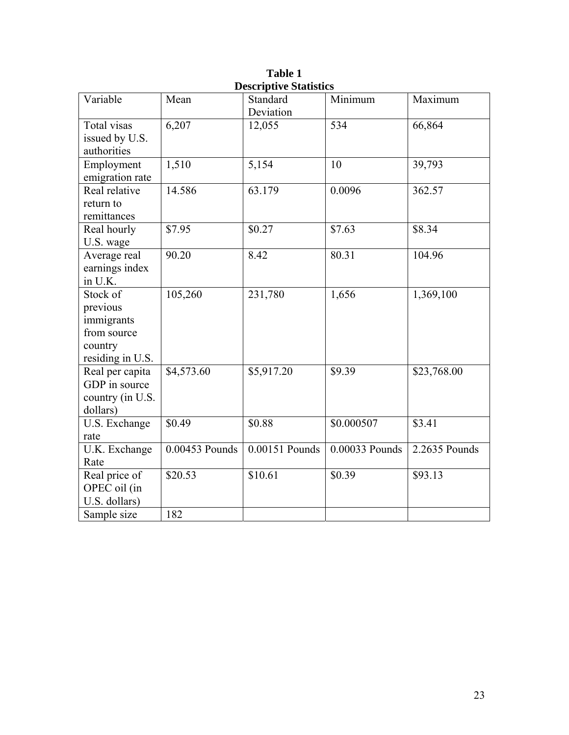**Table 1**
**Descriptive Statistics**

| Variable | Mean | Standard Deviation | Minimum | Maximum |
|---|---|---|---|---|
| Total visas issued by U.S. authorities | 6,207 | 12,055 | 534 | 66,864 |
| Employment emigration rate | 1,510 | 5,154 | 10 | 39,793 |
| Real relative return to remittances | 14.586 | 63.179 | 0.0096 | 362.57 |
| Real hourly U.S. wage | $7.95 | $0.27 | $7.63 | $8.34 |
| Average real earnings index in U.K. | 90.20 | 8.42 | 80.31 | 104.96 |
| Stock of previous immigrants from source country residing in U.S. | 105,260 | 231,780 | 1,656 | 1,369,100 |
| Real per capita GDP in source country (in U.S. dollars) | $4,573.60 | $5,917.20 | $9.39 | $23,768.00 |
| U.S. Exchange rate | $0.49 | $0.88 | $0.000507 | $3.41 |
| U.K. Exchange Rate | 0.00453 Pounds | 0.00151 Pounds | 0.00033 Pounds | 2.2635 Pounds |
| Real price of OPEC oil (in U.S. dollars) | $20.53 | $10.61 | $0.39 | $93.13 |
| Sample size | 182 | | | |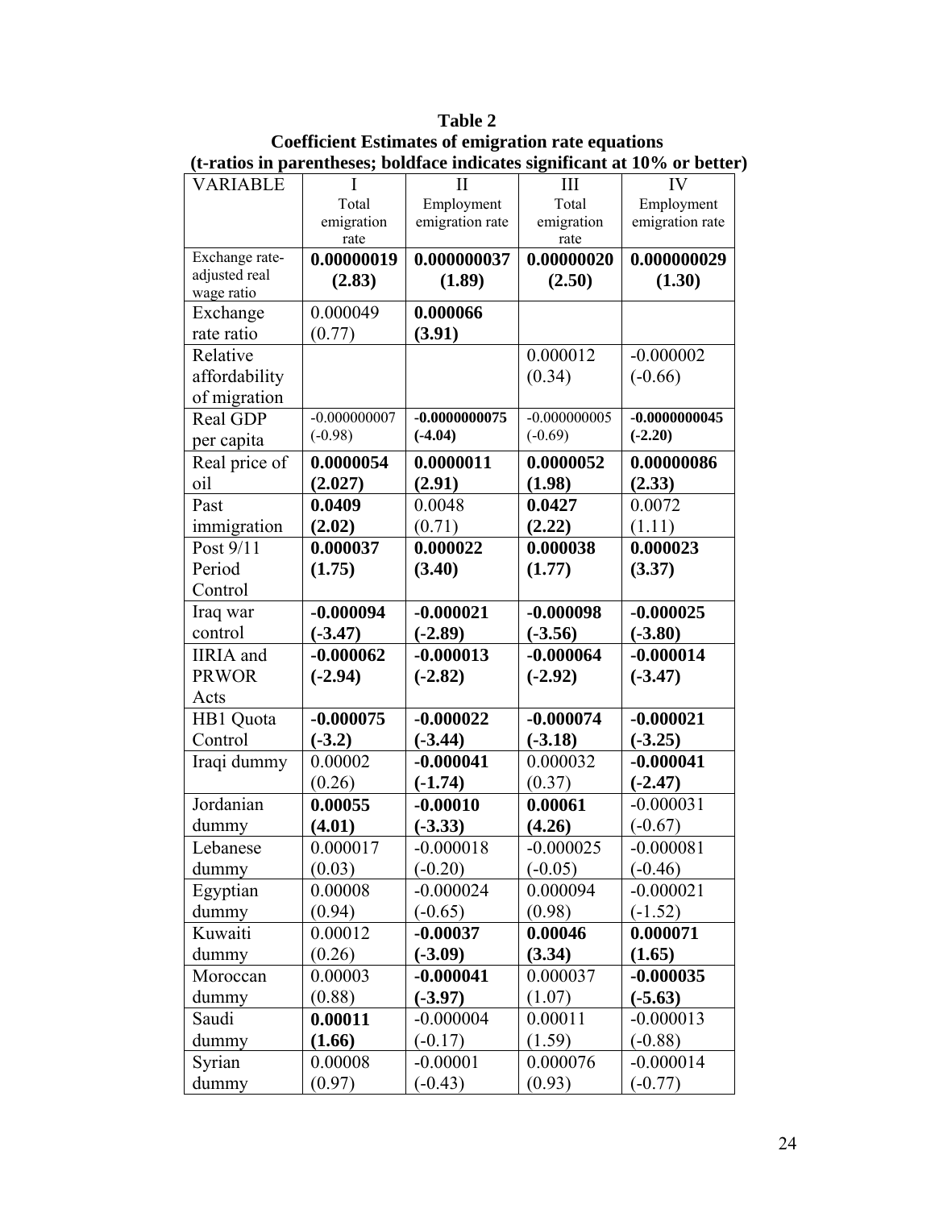**Table 2**
**Coefficient Estimates of emigration rate equations**
**(t-ratios in parentheses; boldface indicates significant at 10% or better)**

| VARIABLE | I<br>Total emigration rate | II<br>Employment emigration rate | III<br>Total emigration rate | IV<br>Employment emigration rate |
|---|---|---|---|---|
| Exchange rate-adjusted real wage ratio | **0.00000019**<br>**(2.83)** | **0.000000037**<br>**(1.89)** | **0.00000020**<br>**(2.50)** | **0.000000029**<br>**(1.30)** |
| Exchange rate ratio | 0.000049<br>(0.77) | **0.000066**<br>**(3.91)** | | |
| Relative affordability of migration | | | 0.000012<br>(0.34) | -0.000002<br>(-0.66) |
| Real GDP per capita | -0.000000007<br>(-0.98) | **-0.0000000075**<br>**(-4.04)** | -0.000000005<br>(-0.69) | **-0.0000000045**<br>**(-2.20)** |
| Real price of oil | **0.0000054**<br>**(2.027)** | **0.0000011**<br>**(2.91)** | **0.0000052**<br>**(1.98)** | **0.00000086**<br>**(2.33)** |
| Past immigration | **0.0409**<br>**(2.02)** | 0.0048<br>(0.71) | **0.0427**<br>**(2.22)** | 0.0072<br>(1.11) |
| Post 9/11 Period Control | **0.000037**<br>**(1.75)** | **0.000022**<br>**(3.40)** | **0.000038**<br>**(1.77)** | **0.000023**<br>**(3.37)** |
| Iraq war control | **-0.000094**<br>**(-3.47)** | **-0.000021**<br>**(-2.89)** | **-0.000098**<br>**(-3.56)** | **-0.000025**<br>**(-3.80)** |
| IIRIA and PRWOR Acts | **-0.000062**<br>**(-2.94)** | **-0.000013**<br>**(-2.82)** | **-0.000064**<br>**(-2.92)** | **-0.000014**<br>**(-3.47)** |
| HB1 Quota Control | **-0.000075**<br>**(-3.2)** | **-0.000022**<br>**(-3.44)** | **-0.000074**<br>**(-3.18)** | **-0.000021**<br>**(-3.25)** |
| Iraqi dummy | 0.00002<br>(0.26) | **-0.000041**<br>**(-1.74)** | 0.000032<br>(0.37) | **-0.000041**<br>**(-2.47)** |
| Jordanian dummy | **0.00055**<br>**(4.01)** | **-0.00010**<br>**(-3.33)** | **0.00061**<br>**(4.26)** | -0.000031<br>(-0.67) |
| Lebanese dummy | 0.000017<br>(0.03) | -0.000018<br>(-0.20) | -0.000025<br>(-0.05) | -0.000081<br>(-0.46) |
| Egyptian dummy | 0.00008<br>(0.94) | -0.000024<br>(-0.65) | 0.000094<br>(0.98) | -0.000021<br>(-1.52) |
| Kuwaiti dummy | 0.00012<br>(0.26) | **-0.00037**<br>**(-3.09)** | **0.00046**<br>**(3.34)** | **0.000071**<br>**(1.65)** |
| Moroccan dummy | 0.00003<br>(0.88) | **-0.000041**<br>**(-3.97)** | 0.000037<br>(1.07) | **-0.000035**<br>**(-5.63)** |
| Saudi dummy | **0.00011**<br>**(1.66)** | -0.000004<br>(-0.17) | 0.00011<br>(1.59) | -0.000013<br>(-0.88) |
| Syrian dummy | 0.00008<br>(0.97) | -0.00001<br>(-0.43) | 0.000076<br>(0.93) | -0.000014<br>(-0.77) |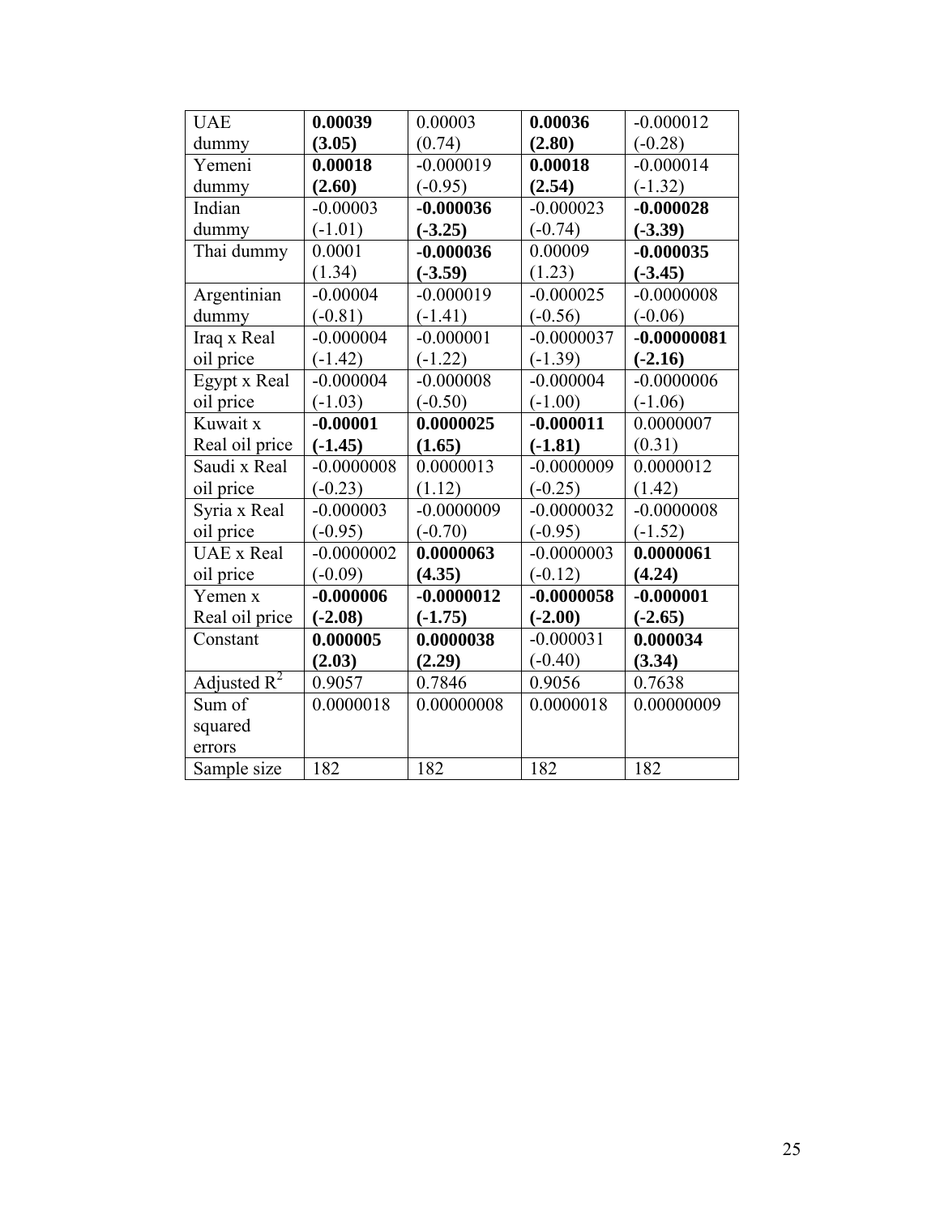| | | | | |
|---|---|---|---|---|
| UAE dummy | **0.00039** **(3.05)** | 0.00003 (0.74) | **0.00036** **(2.80)** | -0.000012 (-0.28) |
| Yemeni dummy | **0.00018** **(2.60)** | -0.000019 (-0.95) | **0.00018** **(2.54)** | -0.000014 (-1.32) |
| Indian dummy | -0.00003 (-1.01) | **-0.000036** **(-3.25)** | -0.000023 (-0.74) | **-0.000028** **(-3.39)** |
| Thai dummy | 0.0001 (1.34) | **-0.000036** **(-3.59)** | 0.00009 (1.23) | **-0.000035** **(-3.45)** |
| Argentinian dummy | -0.00004 (-0.81) | -0.000019 (-1.41) | -0.000025 (-0.56) | -0.0000008 (-0.06) |
| Iraq x Real oil price | -0.000004 (-1.42) | -0.000001 (-1.22) | -0.0000037 (-1.39) | **-0.00000081** **(-2.16)** |
| Egypt x Real oil price | -0.000004 (-1.03) | -0.000008 (-0.50) | -0.000004 (-1.00) | -0.0000006 (-1.06) |
| Kuwait x Real oil price | **-0.00001** **(-1.45)** | **0.0000025** **(1.65)** | **-0.000011** **(-1.81)** | 0.0000007 (0.31) |
| Saudi x Real oil price | -0.0000008 (-0.23) | 0.0000013 (1.12) | -0.0000009 (-0.25) | 0.0000012 (1.42) |
| Syria x Real oil price | -0.000003 (-0.95) | -0.0000009 (-0.70) | -0.0000032 (-0.95) | -0.0000008 (-1.52) |
| UAE x Real oil price | -0.0000002 (-0.09) | **0.0000063** **(4.35)** | -0.0000003 (-0.12) | **0.0000061** **(4.24)** |
| Yemen x Real oil price | **-0.000006** **(-2.08)** | **-0.0000012** **(-1.75)** | **-0.0000058** **(-2.00)** | **-0.000001** **(-2.65)** |
| Constant | **0.000005** **(2.03)** | **0.0000038** **(2.29)** | -0.000031 (-0.40) | **0.000034** **(3.34)** |
| Adjusted $R^2$ | 0.9057 | 0.7846 | 0.9056 | 0.7638 |
| Sum of squared errors | 0.0000018 | 0.00000008 | 0.0000018 | 0.00000009 |
| Sample size | 182 | 182 | 182 | 182 |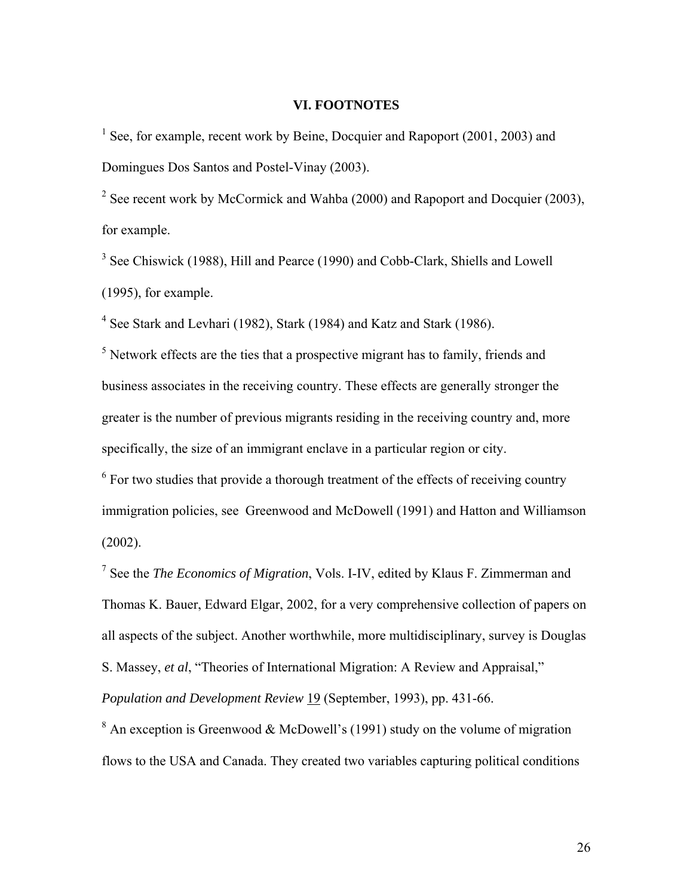## VI. FOOTNOTES

[1] See, for example, recent work by Beine, Docquier and Rapoport (2001, 2003) and Domingues Dos Santos and Postel-Vinay (2003).

[2] See recent work by McCormick and Wahba (2000) and Rapoport and Docquier (2003), for example.

[3] See Chiswick (1988), Hill and Pearce (1990) and Cobb-Clark, Shiells and Lowell (1995), for example.

[4] See Stark and Levhari (1982), Stark (1984) and Katz and Stark (1986).

[5] Network effects are the ties that a prospective migrant has to family, friends and business associates in the receiving country. These effects are generally stronger the greater is the number of previous migrants residing in the receiving country and, more specifically, the size of an immigrant enclave in a particular region or city.

[6] For two studies that provide a thorough treatment of the effects of receiving country immigration policies, see Greenwood and McDowell (1991) and Hatton and Williamson (2002).

[7] See the *The Economics of Migration*, Vols. I-IV, edited by Klaus F. Zimmerman and Thomas K. Bauer, Edward Elgar, 2002, for a very comprehensive collection of papers on all aspects of the subject. Another worthwhile, more multidisciplinary, survey is Douglas S. Massey, *et al*, "Theories of International Migration: A Review and Appraisal," *Population and Development Review* 19 (September, 1993), pp. 431-66.

[8] An exception is Greenwood & McDowell's (1991) study on the volume of migration flows to the USA and Canada. They created two variables capturing political conditions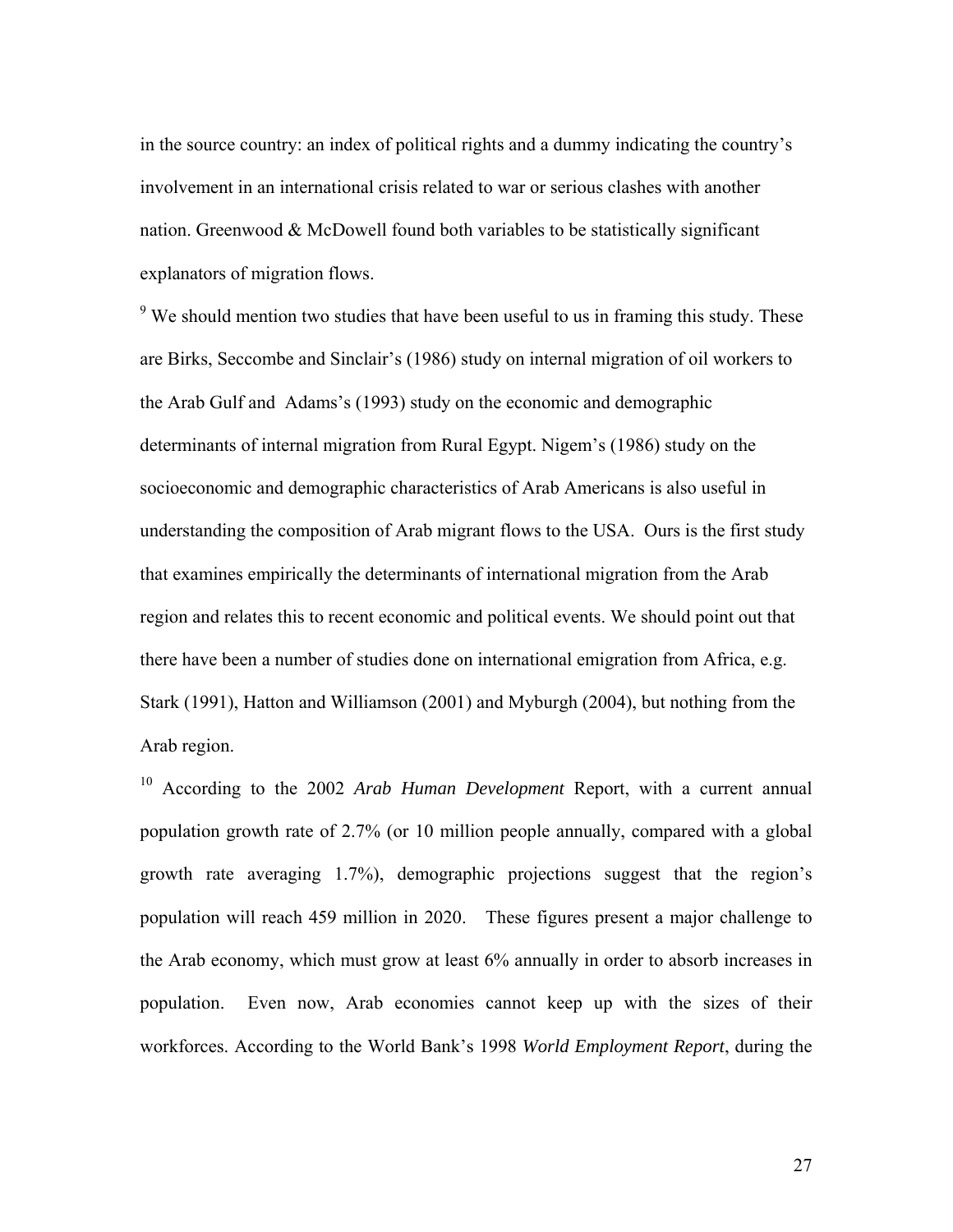in the source country: an index of political rights and a dummy indicating the country's involvement in an international crisis related to war or serious clashes with another nation. Greenwood & McDowell found both variables to be statistically significant explanators of migration flows.

[9] We should mention two studies that have been useful to us in framing this study. These are Birks, Seccombe and Sinclair's (1986) study on internal migration of oil workers to the Arab Gulf and Adams's (1993) study on the economic and demographic determinants of internal migration from Rural Egypt. Nigem's (1986) study on the socioeconomic and demographic characteristics of Arab Americans is also useful in understanding the composition of Arab migrant flows to the USA. Ours is the first study that examines empirically the determinants of international migration from the Arab region and relates this to recent economic and political events. We should point out that there have been a number of studies done on international emigration from Africa, e.g. Stark (1991), Hatton and Williamson (2001) and Myburgh (2004), but nothing from the Arab region.

[10] According to the 2002 *Arab Human Development* Report, with a current annual population growth rate of 2.7% (or 10 million people annually, compared with a global growth rate averaging 1.7%), demographic projections suggest that the region's population will reach 459 million in 2020. These figures present a major challenge to the Arab economy, which must grow at least 6% annually in order to absorb increases in population. Even now, Arab economies cannot keep up with the sizes of their workforces. According to the World Bank's 1998 *World Employment Report*, during the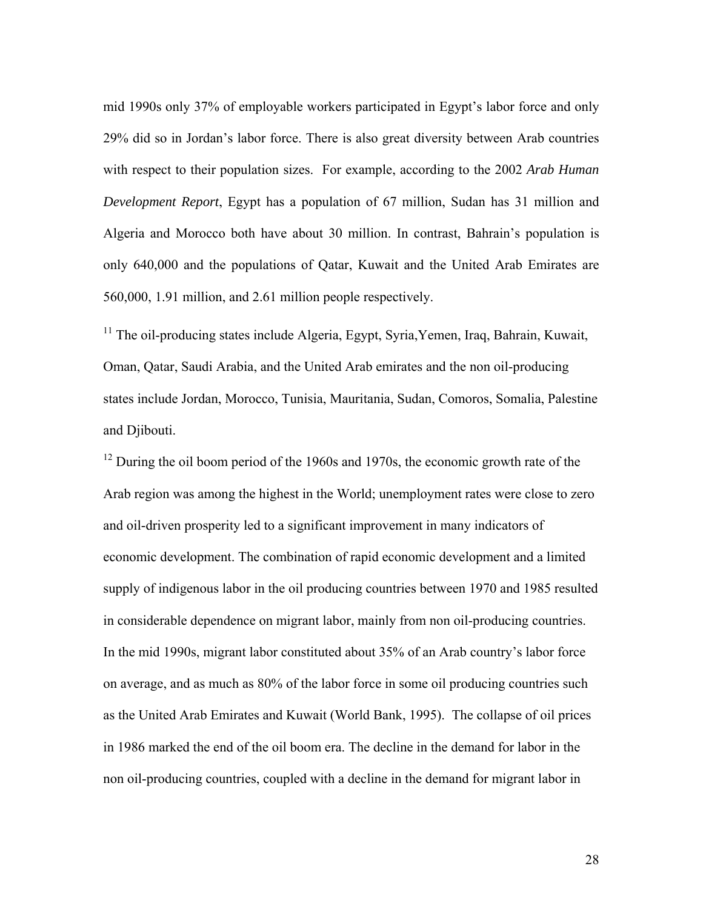mid 1990s only 37% of employable workers participated in Egypt's labor force and only 29% did so in Jordan's labor force. There is also great diversity between Arab countries with respect to their population sizes. For example, according to the 2002 *Arab Human Development Report*, Egypt has a population of 67 million, Sudan has 31 million and Algeria and Morocco both have about 30 million. In contrast, Bahrain's population is only 640,000 and the populations of Qatar, Kuwait and the United Arab Emirates are 560,000, 1.91 million, and 2.61 million people respectively.

[11] The oil-producing states include Algeria, Egypt, Syria,Yemen, Iraq, Bahrain, Kuwait, Oman, Qatar, Saudi Arabia, and the United Arab emirates and the non oil-producing states include Jordan, Morocco, Tunisia, Mauritania, Sudan, Comoros, Somalia, Palestine and Djibouti.

[12] During the oil boom period of the 1960s and 1970s, the economic growth rate of the Arab region was among the highest in the World; unemployment rates were close to zero and oil-driven prosperity led to a significant improvement in many indicators of economic development. The combination of rapid economic development and a limited supply of indigenous labor in the oil producing countries between 1970 and 1985 resulted in considerable dependence on migrant labor, mainly from non oil-producing countries. In the mid 1990s, migrant labor constituted about 35% of an Arab country's labor force on average, and as much as 80% of the labor force in some oil producing countries such as the United Arab Emirates and Kuwait (World Bank, 1995). The collapse of oil prices in 1986 marked the end of the oil boom era. The decline in the demand for labor in the non oil-producing countries, coupled with a decline in the demand for migrant labor in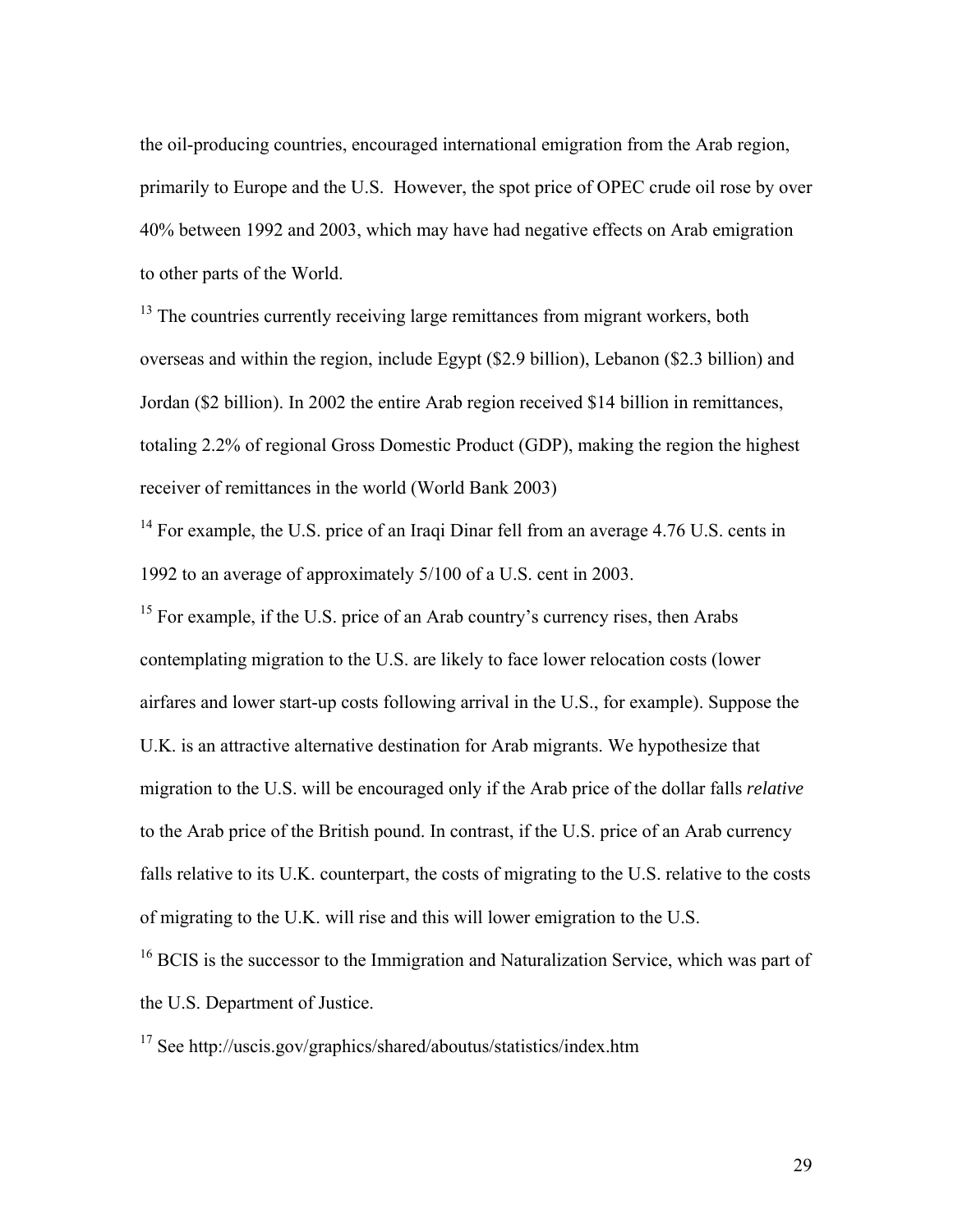the oil-producing countries, encouraged international emigration from the Arab region, primarily to Europe and the U.S. However, the spot price of OPEC crude oil rose by over 40% between 1992 and 2003, which may have had negative effects on Arab emigration to other parts of the World.

[13] The countries currently receiving large remittances from migrant workers, both overseas and within the region, include Egypt ($2.9 billion), Lebanon ($2.3 billion) and Jordan ($2 billion). In 2002 the entire Arab region received $14 billion in remittances, totaling 2.2% of regional Gross Domestic Product (GDP), making the region the highest receiver of remittances in the world (World Bank 2003)

[14] For example, the U.S. price of an Iraqi Dinar fell from an average 4.76 U.S. cents in 1992 to an average of approximately 5/100 of a U.S. cent in 2003.

[15] For example, if the U.S. price of an Arab country's currency rises, then Arabs contemplating migration to the U.S. are likely to face lower relocation costs (lower airfares and lower start-up costs following arrival in the U.S., for example). Suppose the U.K. is an attractive alternative destination for Arab migrants. We hypothesize that migration to the U.S. will be encouraged only if the Arab price of the dollar falls *relative* to the Arab price of the British pound. In contrast, if the U.S. price of an Arab currency falls relative to its U.K. counterpart, the costs of migrating to the U.S. relative to the costs of migrating to the U.K. will rise and this will lower emigration to the U.S.

[16] BCIS is the successor to the Immigration and Naturalization Service, which was part of the U.S. Department of Justice.

[17] See http://uscis.gov/graphics/shared/aboutus/statistics/index.htm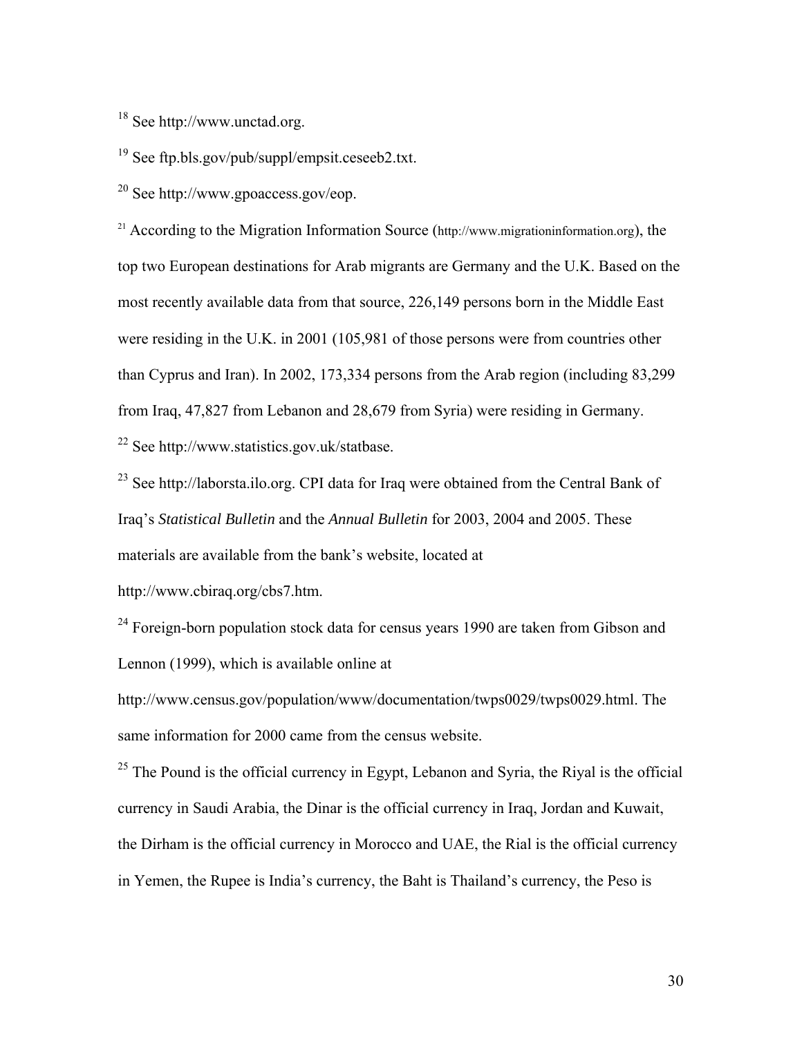[18] See http://www.unctad.org.

[19] See ftp.bls.gov/pub/suppl/empsit.ceseeb2.txt.

[20] See http://www.gpoaccess.gov/eop.

[21] According to the Migration Information Source (http://www.migrationinformation.org), the top two European destinations for Arab migrants are Germany and the U.K. Based on the most recently available data from that source, 226,149 persons born in the Middle East were residing in the U.K. in 2001 (105,981 of those persons were from countries other than Cyprus and Iran). In 2002, 173,334 persons from the Arab region (including 83,299 from Iraq, 47,827 from Lebanon and 28,679 from Syria) were residing in Germany.

[22] See http://www.statistics.gov.uk/statbase.

[23] See http://laborsta.ilo.org. CPI data for Iraq were obtained from the Central Bank of Iraq's *Statistical Bulletin* and the *Annual Bulletin* for 2003, 2004 and 2005. These materials are available from the bank's website, located at http://www.cbiraq.org/cbs7.htm.

[24] Foreign-born population stock data for census years 1990 are taken from Gibson and Lennon (1999), which is available online at http://www.census.gov/population/www/documentation/twps0029/twps0029.html. The same information for 2000 came from the census website.

[25] The Pound is the official currency in Egypt, Lebanon and Syria, the Riyal is the official currency in Saudi Arabia, the Dinar is the official currency in Iraq, Jordan and Kuwait, the Dirham is the official currency in Morocco and UAE, the Rial is the official currency in Yemen, the Rupee is India's currency, the Baht is Thailand's currency, the Peso is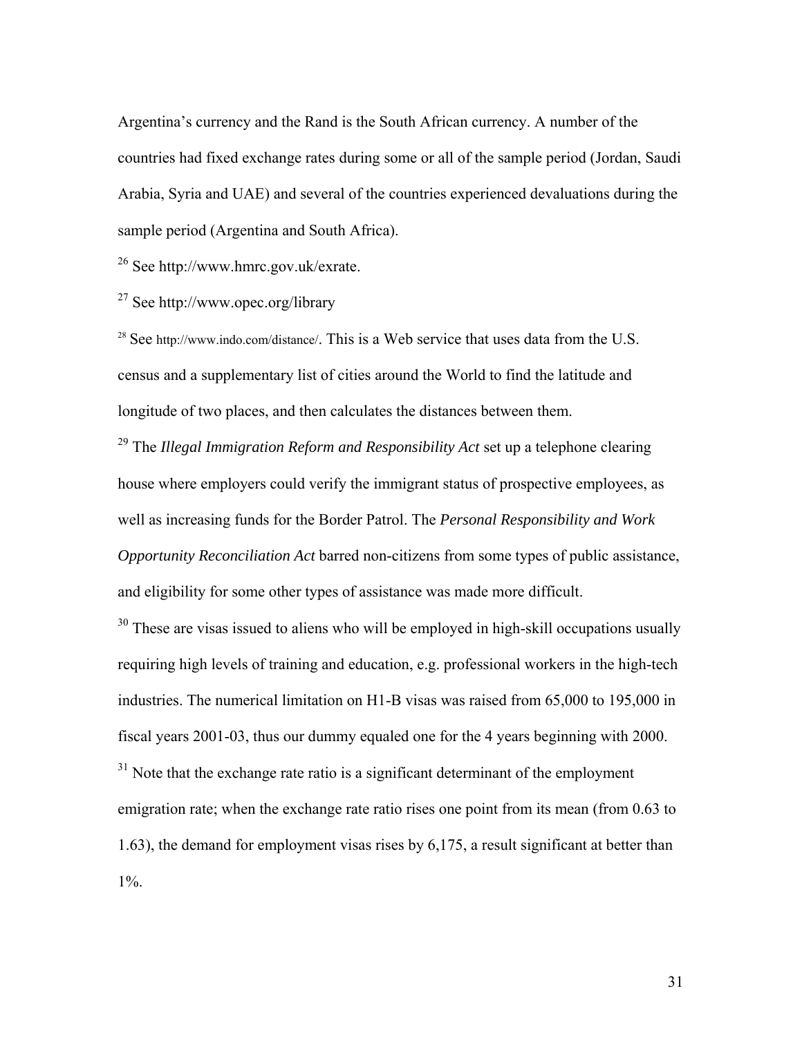Argentina's currency and the Rand is the South African currency. A number of the countries had fixed exchange rates during some or all of the sample period (Jordan, Saudi Arabia, Syria and UAE) and several of the countries experienced devaluations during the sample period (Argentina and South Africa).

[26] See http://www.hmrc.gov.uk/exrate.

[27] See http://www.opec.org/library

[28] See http://www.indo.com/distance/. This is a Web service that uses data from the U.S. census and a supplementary list of cities around the World to find the latitude and longitude of two places, and then calculates the distances between them.

[29] The *Illegal Immigration Reform and Responsibility Act* set up a telephone clearing house where employers could verify the immigrant status of prospective employees, as well as increasing funds for the Border Patrol. The *Personal Responsibility and Work Opportunity Reconciliation Act* barred non-citizens from some types of public assistance, and eligibility for some other types of assistance was made more difficult.

[30] These are visas issued to aliens who will be employed in high-skill occupations usually requiring high levels of training and education, e.g. professional workers in the high-tech industries. The numerical limitation on H1-B visas was raised from 65,000 to 195,000 in fiscal years 2001-03, thus our dummy equaled one for the 4 years beginning with 2000.

[31] Note that the exchange rate ratio is a significant determinant of the employment emigration rate; when the exchange rate ratio rises one point from its mean (from 0.63 to 1.63), the demand for employment visas rises by 6,175, a result significant at better than 1%.